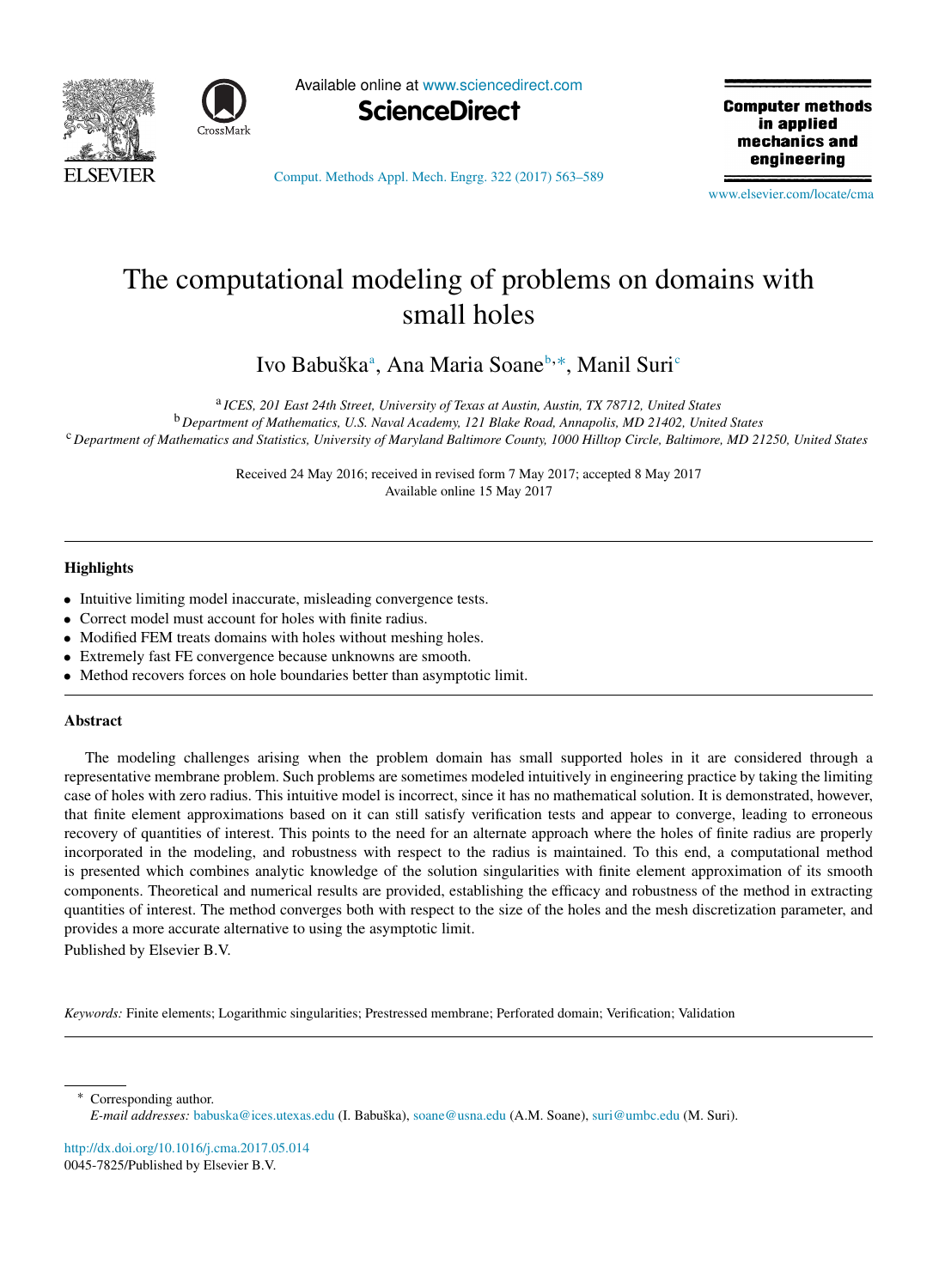# The computational modeling of problems on domains with small holes

Ivo Babuška[a], Ana Maria Soane[b,*], Manil Suri[c]

[a] *ICES, 201 East 24th Street, University of Texas at Austin, Austin, TX 78712, United States*
[b] *Department of Mathematics, U.S. Naval Academy, 121 Blake Road, Annapolis, MD 21402, United States*
[c] *Department of Mathematics and Statistics, University of Maryland Baltimore County, 1000 Hilltop Circle, Baltimore, MD 21250, United States*

Received 24 May 2016; received in revised form 7 May 2017; accepted 8 May 2017
Available online 15 May 2017

## Highlights

- Intuitive limiting model inaccurate, misleading convergence tests.
- Correct model must account for holes with finite radius.
- Modified FEM treats domains with holes without meshing holes.
- Extremely fast FE convergence because unknowns are smooth.
- Method recovers forces on hole boundaries better than asymptotic limit.

## Abstract

The modeling challenges arising when the problem domain has small supported holes in it are considered through a representative membrane problem. Such problems are sometimes modeled intuitively in engineering practice by taking the limiting case of holes with zero radius. This intuitive model is incorrect, since it has no mathematical solution. It is demonstrated, however, that finite element approximations based on it can still satisfy verification tests and appear to converge, leading to erroneous recovery of quantities of interest. This points to the need for an alternate approach where the holes of finite radius are properly incorporated in the modeling, and robustness with respect to the radius is maintained. To this end, a computational method is presented which combines analytic knowledge of the solution singularities with finite element approximation of its smooth components. Theoretical and numerical results are provided, establishing the efficacy and robustness of the method in extracting quantities of interest. The method converges both with respect to the size of the holes and the mesh discretization parameter, and provides a more accurate alternative to using the asymptotic limit.

Published by Elsevier B.V.

*Keywords:* Finite elements; Logarithmic singularities; Prestressed membrane; Perforated domain; Verification; Validation

---

\* Corresponding author.
*E-mail addresses:* babuska@ices.utexas.edu (I. Babuška), soane@usna.edu (A.M. Soane), suri@umbc.edu (M. Suri).

http://dx.doi.org/10.1016/j.cma.2017.05.014
0045-7825/Published by Elsevier B.V.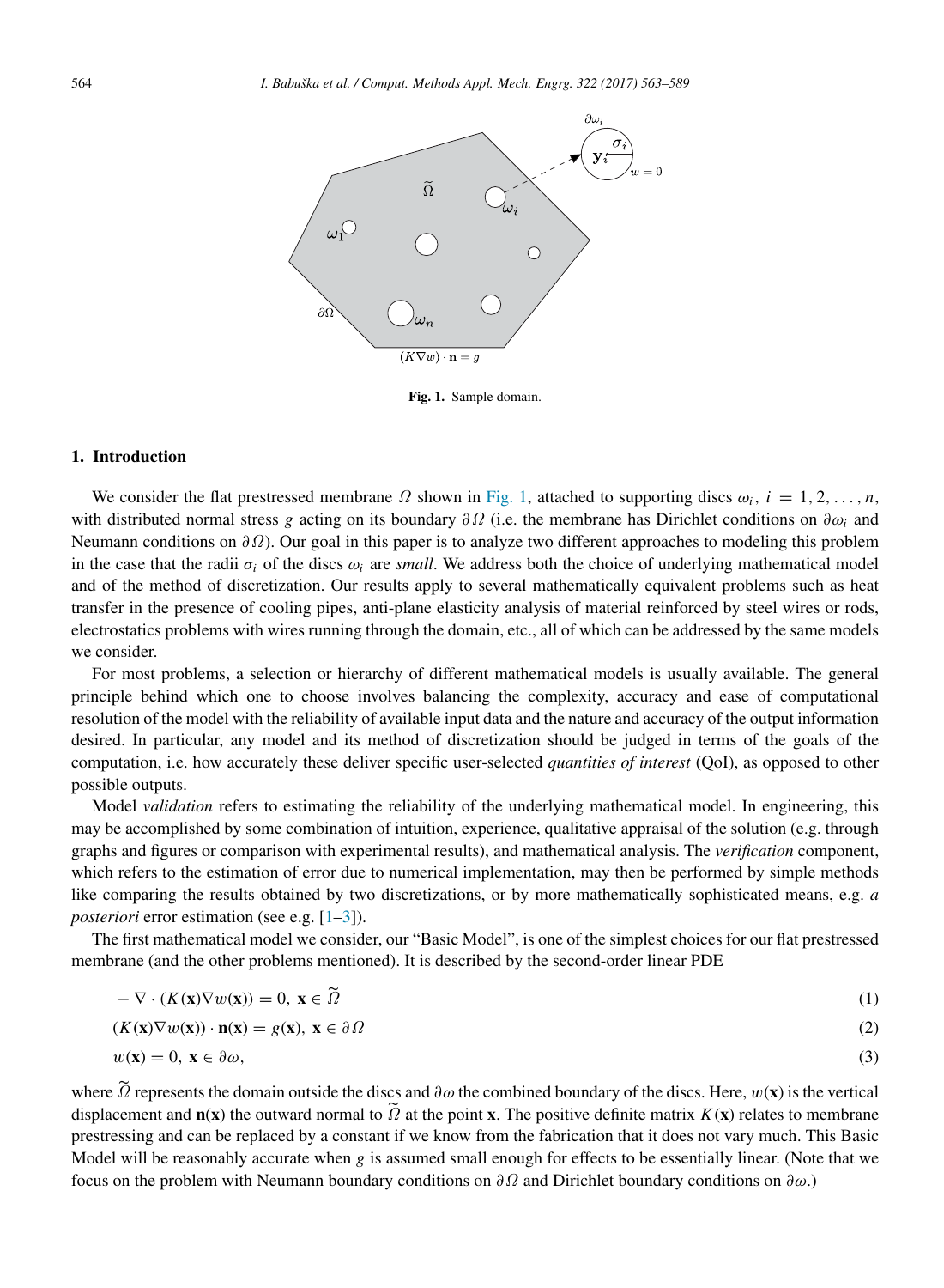Fig. 1. Sample domain.

## 1. Introduction

We consider the flat prestressed membrane $\Omega$ shown in Fig. 1, attached to supporting discs $\omega_i$, $i = 1, 2, \ldots, n$, with distributed normal stress $g$ acting on its boundary $\partial\Omega$ (i.e. the membrane has Dirichlet conditions on $\partial\omega_i$ and Neumann conditions on $\partial\Omega$). Our goal in this paper is to analyze two different approaches to modeling this problem in the case that the radii $\sigma_i$ of the discs $\omega_i$ are *small*. We address both the choice of underlying mathematical model and of the method of discretization. Our results apply to several mathematically equivalent problems such as heat transfer in the presence of cooling pipes, anti-plane elasticity analysis of material reinforced by steel wires or rods, electrostatics problems with wires running through the domain, etc., all of which can be addressed by the same models we consider.

For most problems, a selection or hierarchy of different mathematical models is usually available. The general principle behind which one to choose involves balancing the complexity, accuracy and ease of computational resolution of the model with the reliability of available input data and the nature and accuracy of the output information desired. In particular, any model and its method of discretization should be judged in terms of the goals of the computation, i.e. how accurately these deliver specific user-selected *quantities of interest* (QoI), as opposed to other possible outputs.

Model *validation* refers to estimating the reliability of the underlying mathematical model. In engineering, this may be accomplished by some combination of intuition, experience, qualitative appraisal of the solution (e.g. through graphs and figures or comparison with experimental results), and mathematical analysis. The *verification* component, which refers to the estimation of error due to numerical implementation, may then be performed by simple methods like comparing the results obtained by two discretizations, or by more mathematically sophisticated means, e.g. *a posteriori* error estimation (see e.g. [1–3]).

The first mathematical model we consider, our "Basic Model", is one of the simplest choices for our flat prestressed membrane (and the other problems mentioned). It is described by the second-order linear PDE

$$-\nabla \cdot (K(\mathbf{x})\nabla w(\mathbf{x})) = 0,\ \mathbf{x} \in \widetilde{\Omega} \tag{1}$$

$$(K(\mathbf{x})\nabla w(\mathbf{x})) \cdot \mathbf{n}(\mathbf{x}) = g(\mathbf{x}),\ \mathbf{x} \in \partial\Omega \tag{2}$$

$$w(\mathbf{x}) = 0,\ \mathbf{x} \in \partial\omega, \tag{3}$$

where $\widetilde{\Omega}$ represents the domain outside the discs and $\partial\omega$ the combined boundary of the discs. Here, $w(\mathbf{x})$ is the vertical displacement and $\mathbf{n}(\mathbf{x})$ the outward normal to $\widetilde{\Omega}$ at the point $\mathbf{x}$. The positive definite matrix $K(\mathbf{x})$ relates to membrane prestressing and can be replaced by a constant if we know from the fabrication that it does not vary much. This Basic Model will be reasonably accurate when $g$ is assumed small enough for effects to be essentially linear. (Note that we focus on the problem with Neumann boundary conditions on $\partial\Omega$ and Dirichlet boundary conditions on $\partial\omega$.)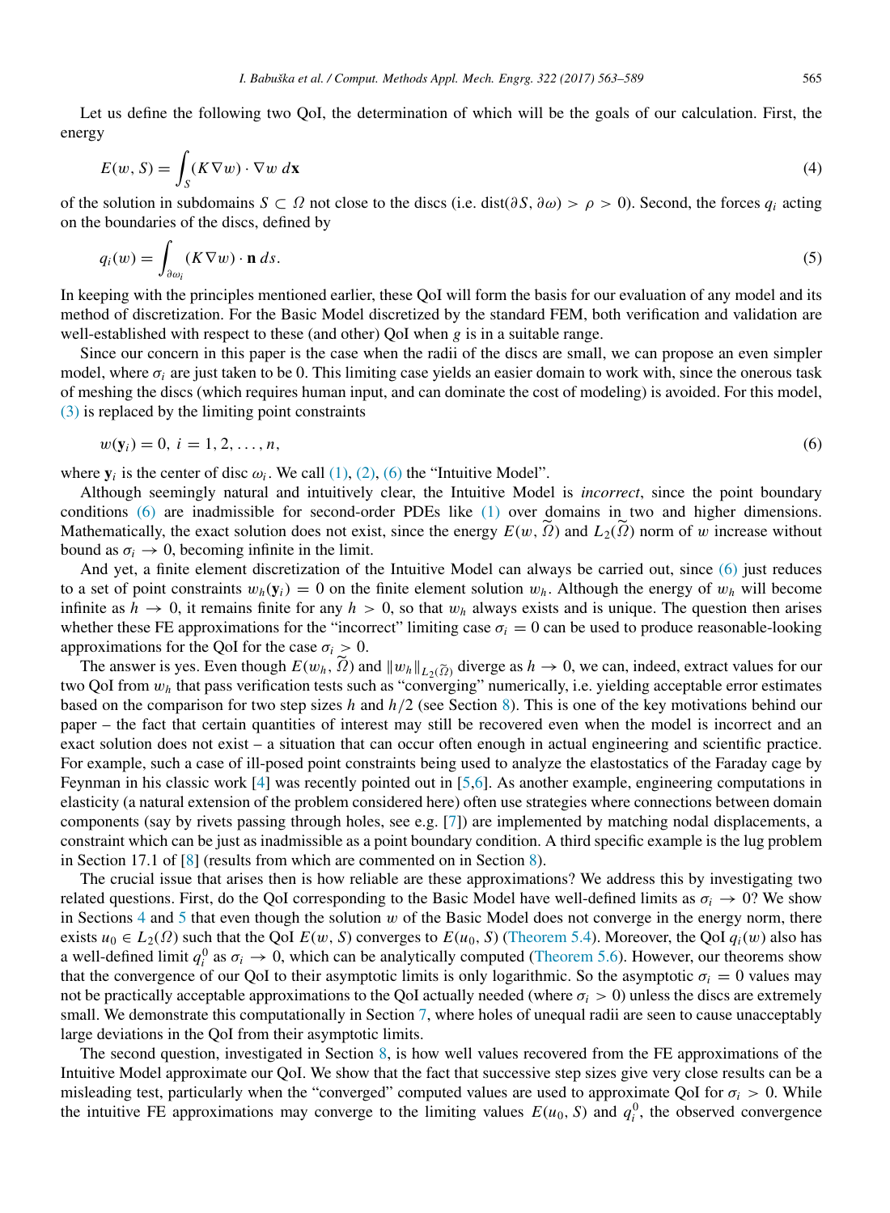Let us define the following two QoI, the determination of which will be the goals of our calculation. First, the energy

$$E(w, S) = \int_S (K\nabla w) \cdot \nabla w \, d\mathbf{x} \tag{4}$$

of the solution in subdomains $S \subset \Omega$ not close to the discs (i.e. $\text{dist}(\partial S, \partial \omega) > \rho > 0$). Second, the forces $q_i$ acting on the boundaries of the discs, defined by

$$q_i(w) = \int_{\partial \omega_i} (K\nabla w) \cdot \mathbf{n} \, ds. \tag{5}$$

In keeping with the principles mentioned earlier, these QoI will form the basis for our evaluation of any model and its method of discretization. For the Basic Model discretized by the standard FEM, both verification and validation are well-established with respect to these (and other) QoI when $g$ is in a suitable range.

Since our concern in this paper is the case when the radii of the discs are small, we can propose an even simpler model, where $\sigma_i$ are just taken to be 0. This limiting case yields an easier domain to work with, since the onerous task of meshing the discs (which requires human input, and can dominate the cost of modeling) is avoided. For this model, (3) is replaced by the limiting point constraints

$$w(\mathbf{y}_i) = 0, \; i = 1, 2, \ldots, n, \tag{6}$$

where $\mathbf{y}_i$ is the center of disc $\omega_i$. We call (1), (2), (6) the "Intuitive Model".

Although seemingly natural and intuitively clear, the Intuitive Model is *incorrect*, since the point boundary conditions (6) are inadmissible for second-order PDEs like (1) over domains in two and higher dimensions. Mathematically, the exact solution does not exist, since the energy $E(w, \widetilde{\Omega})$ and $L_2(\widetilde{\Omega})$ norm of $w$ increase without bound as $\sigma_i \to 0$, becoming infinite in the limit.

And yet, a finite element discretization of the Intuitive Model can always be carried out, since (6) just reduces to a set of point constraints $w_h(\mathbf{y}_i) = 0$ on the finite element solution $w_h$. Although the energy of $w_h$ will become infinite as $h \to 0$, it remains finite for any $h > 0$, so that $w_h$ always exists and is unique. The question then arises whether these FE approximations for the "incorrect" limiting case $\sigma_i = 0$ can be used to produce reasonable-looking approximations for the QoI for the case $\sigma_i > 0$.

The answer is yes. Even though $E(w_h, \widetilde{\Omega})$ and $\|w_h\|_{L_2(\widetilde{\Omega})}$ diverge as $h \to 0$, we can, indeed, extract values for our two QoI from $w_h$ that pass verification tests such as "converging" numerically, i.e. yielding acceptable error estimates based on the comparison for two step sizes $h$ and $h/2$ (see Section 8). This is one of the key motivations behind our paper – the fact that certain quantities of interest may still be recovered even when the model is incorrect and an exact solution does not exist – a situation that can occur often enough in actual engineering and scientific practice. For example, such a case of ill-posed point constraints being used to analyze the elastostatics of the Faraday cage by Feynman in his classic work [4] was recently pointed out in [5,6]. As another example, engineering computations in elasticity (a natural extension of the problem considered here) often use strategies where connections between domain components (say by rivets passing through holes, see e.g. [7]) are implemented by matching nodal displacements, a constraint which can be just as inadmissible as a point boundary condition. A third specific example is the lug problem in Section 17.1 of [8] (results from which are commented on in Section 8).

The crucial issue that arises then is how reliable are these approximations? We address this by investigating two related questions. First, do the QoI corresponding to the Basic Model have well-defined limits as $\sigma_i \to 0$? We show in Sections 4 and 5 that even though the solution $w$ of the Basic Model does not converge in the energy norm, there exists $u_0 \in L_2(\Omega)$ such that the QoI $E(w, S)$ converges to $E(u_0, S)$ (Theorem 5.4). Moreover, the QoI $q_i(w)$ also has a well-defined limit $q_i^0$ as $\sigma_i \to 0$, which can be analytically computed (Theorem 5.6). However, our theorems show that the convergence of our QoI to their asymptotic limits is only logarithmic. So the asymptotic $\sigma_i = 0$ values may not be practically acceptable approximations to the QoI actually needed (where $\sigma_i > 0$) unless the discs are extremely small. We demonstrate this computationally in Section 7, where holes of unequal radii are seen to cause unacceptably large deviations in the QoI from their asymptotic limits.

The second question, investigated in Section 8, is how well values recovered from the FE approximations of the Intuitive Model approximate our QoI. We show that the fact that successive step sizes give very close results can be a misleading test, particularly when the "converged" computed values are used to approximate QoI for $\sigma_i > 0$. While the intuitive FE approximations may converge to the limiting values $E(u_0, S)$ and $q_i^0$, the observed convergence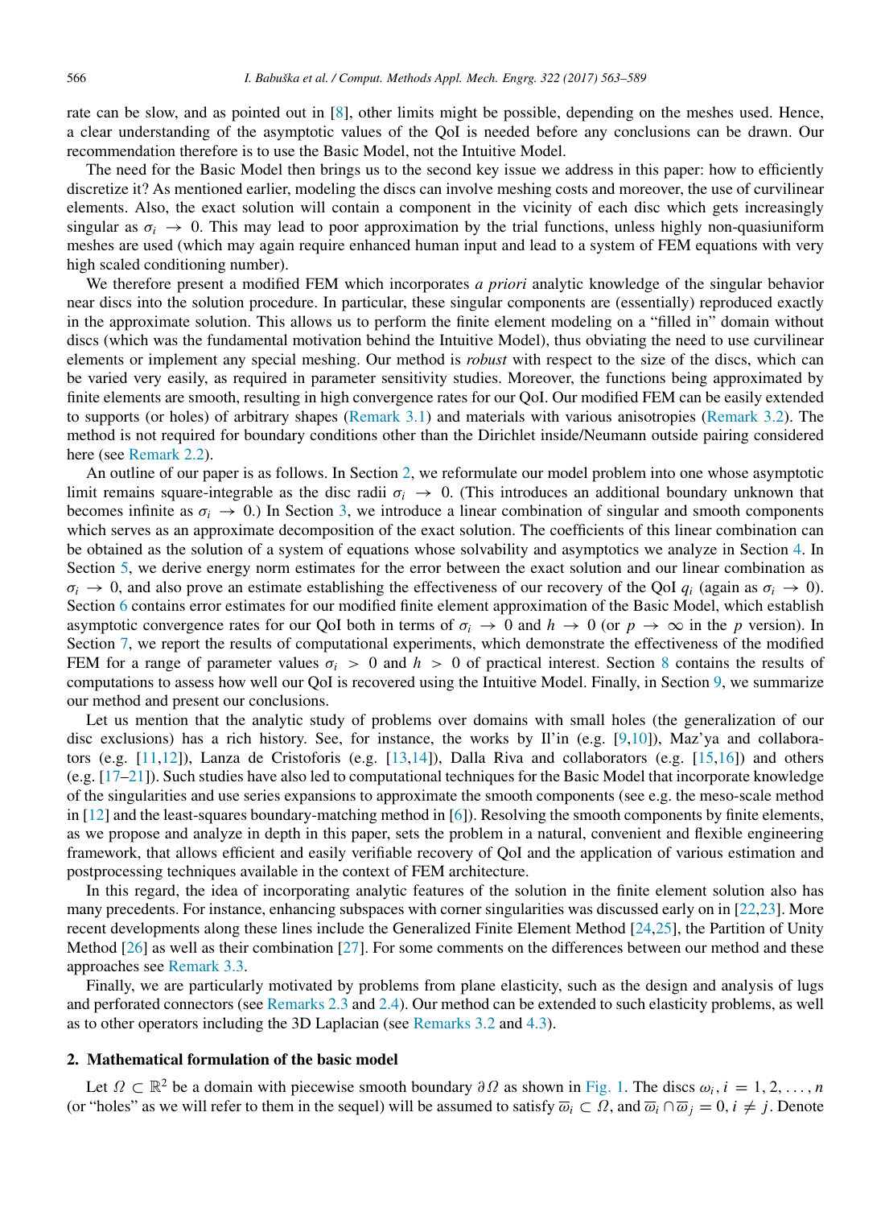rate can be slow, and as pointed out in [8], other limits might be possible, depending on the meshes used. Hence, a clear understanding of the asymptotic values of the QoI is needed before any conclusions can be drawn. Our recommendation therefore is to use the Basic Model, not the Intuitive Model.

The need for the Basic Model then brings us to the second key issue we address in this paper: how to efficiently discretize it? As mentioned earlier, modeling the discs can involve meshing costs and moreover, the use of curvilinear elements. Also, the exact solution will contain a component in the vicinity of each disc which gets increasingly singular as $\sigma_i \to 0$. This may lead to poor approximation by the trial functions, unless highly non-quasiuniform meshes are used (which may again require enhanced human input and lead to a system of FEM equations with very high scaled conditioning number).

We therefore present a modified FEM which incorporates *a priori* analytic knowledge of the singular behavior near discs into the solution procedure. In particular, these singular components are (essentially) reproduced exactly in the approximate solution. This allows us to perform the finite element modeling on a "filled in" domain without discs (which was the fundamental motivation behind the Intuitive Model), thus obviating the need to use curvilinear elements or implement any special meshing. Our method is *robust* with respect to the size of the discs, which can be varied very easily, as required in parameter sensitivity studies. Moreover, the functions being approximated by finite elements are smooth, resulting in high convergence rates for our QoI. Our modified FEM can be easily extended to supports (or holes) of arbitrary shapes (Remark 3.1) and materials with various anisotropies (Remark 3.2). The method is not required for boundary conditions other than the Dirichlet inside/Neumann outside pairing considered here (see Remark 2.2).

An outline of our paper is as follows. In Section 2, we reformulate our model problem into one whose asymptotic limit remains square-integrable as the disc radii $\sigma_i \to 0$. (This introduces an additional boundary unknown that becomes infinite as $\sigma_i \to 0$.) In Section 3, we introduce a linear combination of singular and smooth components which serves as an approximate decomposition of the exact solution. The coefficients of this linear combination can be obtained as the solution of a system of equations whose solvability and asymptotics we analyze in Section 4. In Section 5, we derive energy norm estimates for the error between the exact solution and our linear combination as $\sigma_i \to 0$, and also prove an estimate establishing the effectiveness of our recovery of the QoI $q_i$ (again as $\sigma_i \to 0$). Section 6 contains error estimates for our modified finite element approximation of the Basic Model, which establish asymptotic convergence rates for our QoI both in terms of $\sigma_i \to 0$ and $h \to 0$ (or $p \to \infty$ in the $p$ version). In Section 7, we report the results of computational experiments, which demonstrate the effectiveness of the modified FEM for a range of parameter values $\sigma_i > 0$ and $h > 0$ of practical interest. Section 8 contains the results of computations to assess how well our QoI is recovered using the Intuitive Model. Finally, in Section 9, we summarize our method and present our conclusions.

Let us mention that the analytic study of problems over domains with small holes (the generalization of our disc exclusions) has a rich history. See, for instance, the works by Il'in (e.g. [9,10]), Maz'ya and collaborators (e.g. [11,12]), Lanza de Cristoforis (e.g. [13,14]), Dalla Riva and collaborators (e.g. [15,16]) and others (e.g. [17–21]). Such studies have also led to computational techniques for the Basic Model that incorporate knowledge of the singularities and use series expansions to approximate the smooth components (see e.g. the meso-scale method in [12] and the least-squares boundary-matching method in [6]). Resolving the smooth components by finite elements, as we propose and analyze in depth in this paper, sets the problem in a natural, convenient and flexible engineering framework, that allows efficient and easily verifiable recovery of QoI and the application of various estimation and postprocessing techniques available in the context of FEM architecture.

In this regard, the idea of incorporating analytic features of the solution in the finite element solution also has many precedents. For instance, enhancing subspaces with corner singularities was discussed early on in [22,23]. More recent developments along these lines include the Generalized Finite Element Method [24,25], the Partition of Unity Method [26] as well as their combination [27]. For some comments on the differences between our method and these approaches see Remark 3.3.

Finally, we are particularly motivated by problems from plane elasticity, such as the design and analysis of lugs and perforated connectors (see Remarks 2.3 and 2.4). Our method can be extended to such elasticity problems, as well as to other operators including the 3D Laplacian (see Remarks 3.2 and 4.3).

## 2. Mathematical formulation of the basic model

Let $\Omega \subset \mathbb{R}^2$ be a domain with piecewise smooth boundary $\partial\Omega$ as shown in Fig. 1. The discs $\omega_i, i = 1, 2, \ldots, n$ (or "holes" as we will refer to them in the sequel) will be assumed to satisfy $\overline{\omega}_i \subset \Omega$, and $\overline{\omega}_i \cap \overline{\omega}_j = 0, i \neq j$. Denote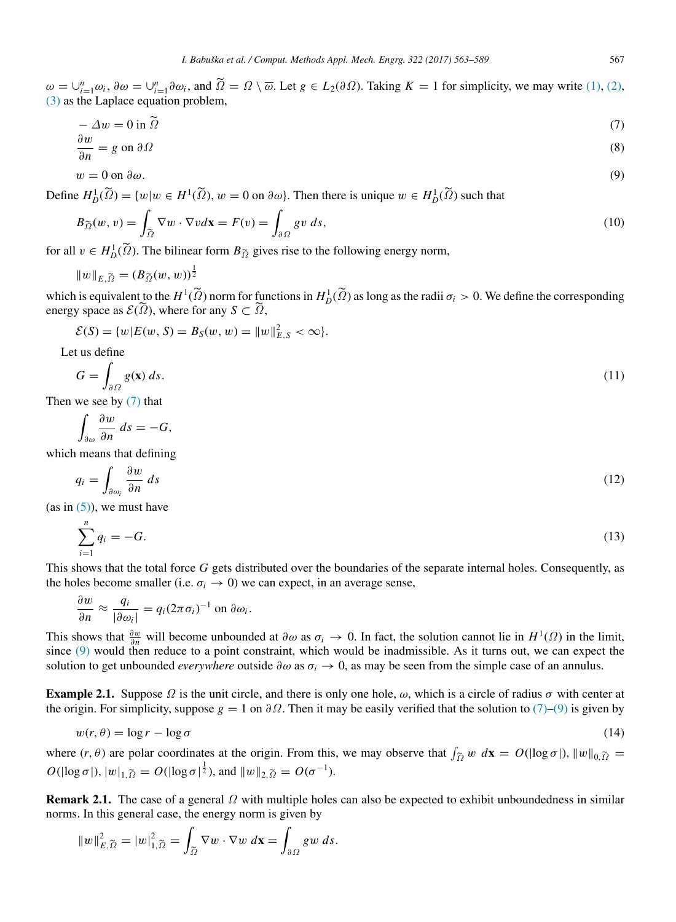$\omega = \cup_{i=1}^{n} \omega_i$, $\partial\omega = \cup_{i=1}^{n} \partial\omega_i$, and $\widetilde{\Omega} = \Omega \setminus \overline{\omega}$. Let $g \in L_2(\partial\Omega)$. Taking $K = 1$ for simplicity, we may write (1), (2), (3) as the Laplace equation problem,

$$-\Delta w = 0 \text{ in } \widetilde{\Omega} \tag{7}$$

$$\frac{\partial w}{\partial n} = g \text{ on } \partial\Omega \tag{8}$$

$$w = 0 \text{ on } \partial\omega. \tag{9}$$

Define $H_D^1(\widetilde{\Omega}) = \{w | w \in H^1(\widetilde{\Omega}),\, w = 0 \text{ on } \partial\omega\}$. Then there is unique $w \in H_D^1(\widetilde{\Omega})$ such that

$$B_{\widetilde{\Omega}}(w, v) = \int_{\widetilde{\Omega}} \nabla w \cdot \nabla v d\mathbf{x} = F(v) = \int_{\partial\Omega} g v \, ds, \tag{10}$$

for all $v \in H_D^1(\widetilde{\Omega})$. The bilinear form $B_{\widetilde{\Omega}}$ gives rise to the following energy norm,

$$\|w\|_{E,\widetilde{\Omega}} = (B_{\widetilde{\Omega}}(w, w))^{\frac{1}{2}}$$

which is equivalent to the $H^1(\widetilde{\Omega})$ norm for functions in $H_D^1(\widetilde{\Omega})$ as long as the radii $\sigma_i > 0$. We define the corresponding energy space as $\mathcal{E}(\widetilde{\Omega})$, where for any $S \subset \widetilde{\Omega}$,

$$\mathcal{E}(S) = \{w | E(w, S) = B_S(w, w) = \|w\|_{E,S}^2 < \infty\}.$$

Let us define

$$G = \int_{\partial\Omega} g(\mathbf{x}) \, ds. \tag{11}$$

Then we see by (7) that

$$\int_{\partial\omega} \frac{\partial w}{\partial n} \, ds = -G,$$

which means that defining

$$q_i = \int_{\partial\omega_i} \frac{\partial w}{\partial n} \, ds \tag{12}$$

(as in (5)), we must have

$$\sum_{i=1}^{n} q_i = -G. \tag{13}$$

This shows that the total force $G$ gets distributed over the boundaries of the separate internal holes. Consequently, as the holes become smaller (i.e. $\sigma_i \to 0$) we can expect, in an average sense,

$$\frac{\partial w}{\partial n} \approx \frac{q_i}{|\partial\omega_i|} = q_i (2\pi\sigma_i)^{-1} \text{ on } \partial\omega_i.$$

This shows that $\frac{\partial w}{\partial n}$ will become unbounded at $\partial\omega$ as $\sigma_i \to 0$. In fact, the solution cannot lie in $H^1(\Omega)$ in the limit, since (9) would then reduce to a point constraint, which would be inadmissible. As it turns out, we can expect the solution to get unbounded *everywhere* outside $\partial\omega$ as $\sigma_i \to 0$, as may be seen from the simple case of an annulus.

**Example 2.1.** Suppose $\Omega$ is the unit circle, and there is only one hole, $\omega$, which is a circle of radius $\sigma$ with center at the origin. For simplicity, suppose $g = 1$ on $\partial\Omega$. Then it may be easily verified that the solution to (7)–(9) is given by

$$w(r, \theta) = \log r - \log \sigma \tag{14}$$

where $(r, \theta)$ are polar coordinates at the origin. From this, we may observe that $\int_{\widetilde{\Omega}} w \, d\mathbf{x} = O(|\log\sigma|)$, $\|w\|_{0,\widetilde{\Omega}} = O(|\log\sigma|)$, $|w|_{1,\widetilde{\Omega}} = O(|\log\sigma|^{\frac{1}{2}})$, and $\|w\|_{2,\widetilde{\Omega}} = O(\sigma^{-1})$.

**Remark 2.1.** The case of a general $\Omega$ with multiple holes can also be expected to exhibit unboundedness in similar norms. In this general case, the energy norm is given by

$$\|w\|_{E,\widetilde{\Omega}}^2 = |w|_{1,\widetilde{\Omega}}^2 = \int_{\widetilde{\Omega}} \nabla w \cdot \nabla w \, d\mathbf{x} = \int_{\partial\Omega} g w \, ds.$$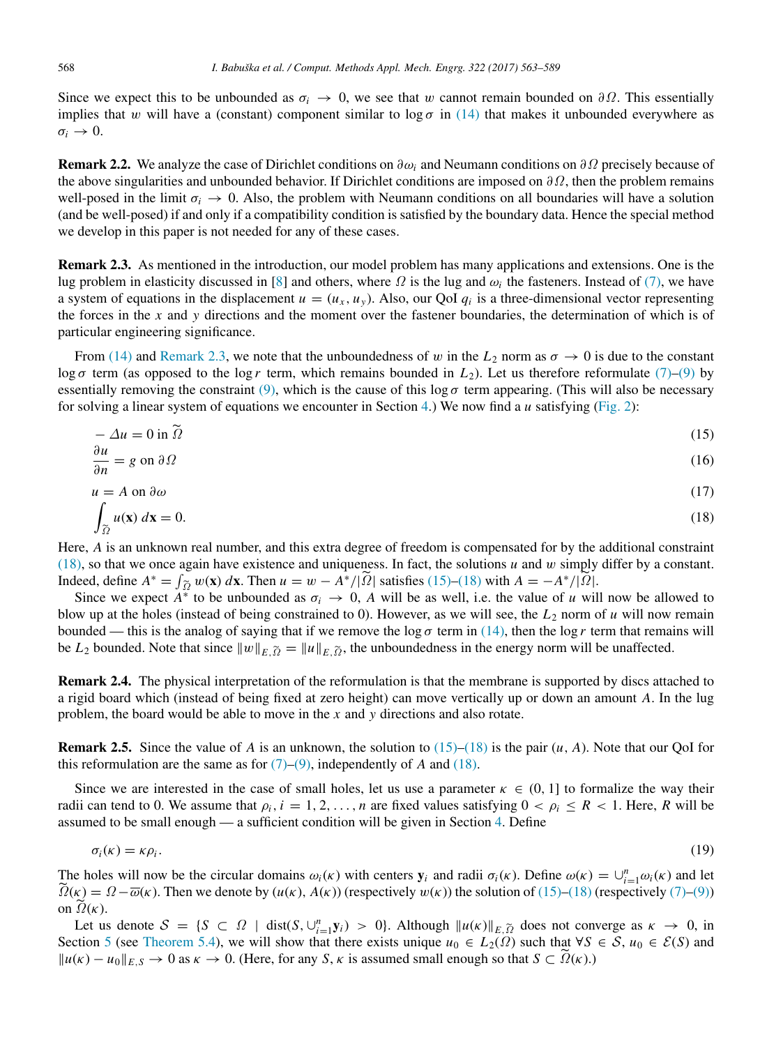Since we expect this to be unbounded as $\sigma_i \to 0$, we see that $w$ cannot remain bounded on $\partial\Omega$. This essentially implies that $w$ will have a (constant) component similar to $\log\sigma$ in (14) that makes it unbounded everywhere as $\sigma_i \to 0$.

**Remark 2.2.** We analyze the case of Dirichlet conditions on $\partial\omega_i$ and Neumann conditions on $\partial\Omega$ precisely because of the above singularities and unbounded behavior. If Dirichlet conditions are imposed on $\partial\Omega$, then the problem remains well-posed in the limit $\sigma_i \to 0$. Also, the problem with Neumann conditions on all boundaries will have a solution (and be well-posed) if and only if a compatibility condition is satisfied by the boundary data. Hence the special method we develop in this paper is not needed for any of these cases.

**Remark 2.3.** As mentioned in the introduction, our model problem has many applications and extensions. One is the lug problem in elasticity discussed in [8] and others, where $\Omega$ is the lug and $\omega_i$ the fasteners. Instead of (7), we have a system of equations in the displacement $u = (u_x, u_y)$. Also, our QoI $q_i$ is a three-dimensional vector representing the forces in the $x$ and $y$ directions and the moment over the fastener boundaries, the determination of which is of particular engineering significance.

From (14) and Remark 2.3, we note that the unboundedness of $w$ in the $L_2$ norm as $\sigma \to 0$ is due to the constant $\log\sigma$ term (as opposed to the $\log r$ term, which remains bounded in $L_2$). Let us therefore reformulate (7)–(9) by essentially removing the constraint (9), which is the cause of this $\log\sigma$ term appearing. (This will also be necessary for solving a linear system of equations we encounter in Section 4.) We now find a $u$ satisfying (Fig. 2):

$$-\Delta u = 0 \text{ in } \widetilde{\Omega} \tag{15}$$

$$\frac{\partial u}{\partial n} = g \text{ on } \partial\Omega \tag{16}$$

$$u = A \text{ on } \partial\omega \tag{17}$$

$$\int_{\widetilde{\Omega}} u(\mathbf{x})\, d\mathbf{x} = 0. \tag{18}$$

Here, $A$ is an unknown real number, and this extra degree of freedom is compensated for by the additional constraint (18), so that we once again have existence and uniqueness. In fact, the solutions $u$ and $w$ simply differ by a constant. Indeed, define $A^* = \int_{\widetilde{\Omega}} w(\mathbf{x})\, d\mathbf{x}$. Then $u = w - A^*/|\widetilde{\Omega}|$ satisfies (15)–(18) with $A = -A^*/|\widetilde{\Omega}|$.

Since we expect $A^*$ to be unbounded as $\sigma_i \to 0$, $A$ will be as well, i.e. the value of $u$ will now be allowed to blow up at the holes (instead of being constrained to 0). However, as we will see, the $L_2$ norm of $u$ will now remain bounded — this is the analog of saying that if we remove the $\log\sigma$ term in (14), then the $\log r$ term that remains will be $L_2$ bounded. Note that since $\|w\|_{E,\widetilde{\Omega}} = \|u\|_{E,\widetilde{\Omega}}$, the unboundedness in the energy norm will be unaffected.

**Remark 2.4.** The physical interpretation of the reformulation is that the membrane is supported by discs attached to a rigid board which (instead of being fixed at zero height) can move vertically up or down an amount $A$. In the lug problem, the board would be able to move in the $x$ and $y$ directions and also rotate.

**Remark 2.5.** Since the value of $A$ is an unknown, the solution to (15)–(18) is the pair $(u, A)$. Note that our QoI for this reformulation are the same as for (7)–(9), independently of $A$ and (18).

Since we are interested in the case of small holes, let us use a parameter $\kappa \in (0, 1]$ to formalize the way their radii can tend to 0. We assume that $\rho_i, i = 1, 2, \ldots, n$ are fixed values satisfying $0 < \rho_i \leq R < 1$. Here, $R$ will be assumed to be small enough — a sufficient condition will be given in Section 4. Define

$$\sigma_i(\kappa) = \kappa\rho_i. \tag{19}$$

The holes will now be the circular domains $\omega_i(\kappa)$ with centers $\mathbf{y}_i$ and radii $\sigma_i(\kappa)$. Define $\omega(\kappa) = \cup_{i=1}^n \omega_i(\kappa)$ and let $\widetilde{\Omega}(\kappa) = \Omega - \overline{\omega}(\kappa)$. Then we denote by $(u(\kappa), A(\kappa))$ (respectively $w(\kappa)$) the solution of (15)–(18) (respectively (7)–(9)) on $\widetilde{\Omega}(\kappa)$.

Let us denote $\mathcal{S} = \{S \subset \Omega \mid \text{dist}(S, \cup_{i=1}^n \mathbf{y}_i) > 0\}$. Although $\|u(\kappa)\|_{E,\widetilde{\Omega}}$ does not converge as $\kappa \to 0$, in Section 5 (see Theorem 5.4), we will show that there exists unique $u_0 \in L_2(\Omega)$ such that $\forall S \in \mathcal{S}$, $u_0 \in \mathcal{E}(S)$ and $\|u(\kappa) - u_0\|_{E,S} \to 0$ as $\kappa \to 0$. (Here, for any $S$, $\kappa$ is assumed small enough so that $S \subset \widetilde{\Omega}(\kappa)$.)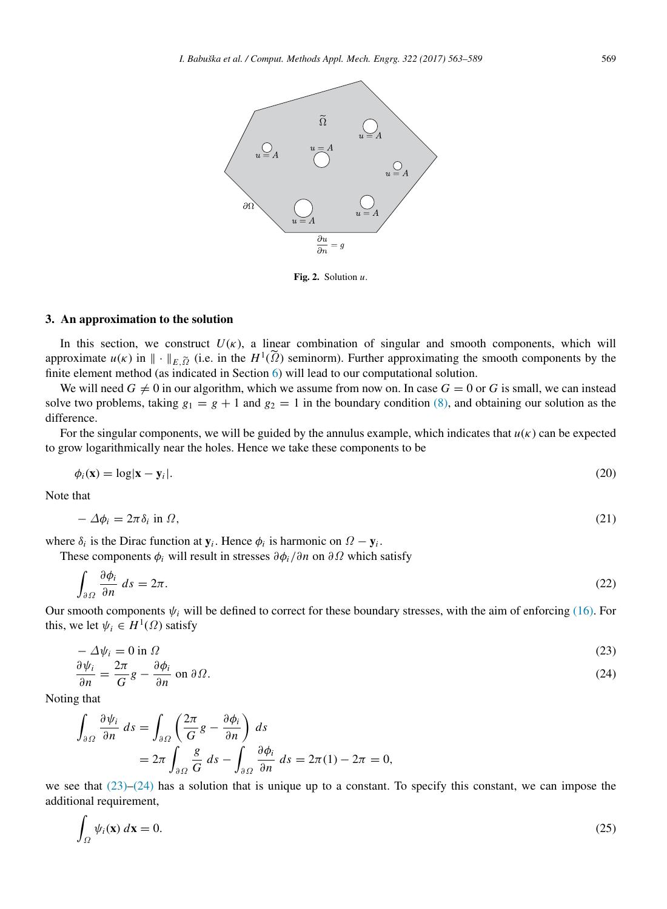**Fig. 2.** Solution $u$.

## 3. An approximation to the solution

In this section, we construct $U(\kappa)$, a linear combination of singular and smooth components, which will approximate $u(\kappa)$ in $\|\cdot\|_{E,\widetilde{\Omega}}$ (i.e. in the $H^1(\widetilde{\Omega})$ seminorm). Further approximating the smooth components by the finite element method (as indicated in Section 6) will lead to our computational solution.

We will need $G \neq 0$ in our algorithm, which we assume from now on. In case $G = 0$ or $G$ is small, we can instead solve two problems, taking $g_1 = g + 1$ and $g_2 = 1$ in the boundary condition (8), and obtaining our solution as the difference.

For the singular components, we will be guided by the annulus example, which indicates that $u(\kappa)$ can be expected to grow logarithmically near the holes. Hence we take these components to be

$$\phi_i(\mathbf{x}) = \log|\mathbf{x} - \mathbf{y}_i|. \tag{20}$$

Note that

$$-\Delta\phi_i = 2\pi\delta_i \text{ in } \Omega, \tag{21}$$

where $\delta_i$ is the Dirac function at $\mathbf{y}_i$. Hence $\phi_i$ is harmonic on $\Omega - \mathbf{y}_i$.

These components $\phi_i$ will result in stresses $\partial\phi_i/\partial n$ on $\partial\Omega$ which satisfy

$$\int_{\partial\Omega} \frac{\partial\phi_i}{\partial n}\, ds = 2\pi. \tag{22}$$

Our smooth components $\psi_i$ will be defined to correct for these boundary stresses, with the aim of enforcing (16). For this, we let $\psi_i \in H^1(\Omega)$ satisfy

$$-\Delta\psi_i = 0 \text{ in } \Omega \tag{23}$$

$$\frac{\partial\psi_i}{\partial n} = \frac{2\pi}{G} g - \frac{\partial\phi_i}{\partial n} \text{ on } \partial\Omega. \tag{24}$$

Noting that

$$\begin{aligned}
\int_{\partial\Omega} \frac{\partial\psi_i}{\partial n}\, ds &= \int_{\partial\Omega} \left( \frac{2\pi}{G} g - \frac{\partial\phi_i}{\partial n} \right) ds \\
&= 2\pi \int_{\partial\Omega} \frac{g}{G}\, ds - \int_{\partial\Omega} \frac{\partial\phi_i}{\partial n}\, ds = 2\pi(1) - 2\pi = 0,
\end{aligned}$$

we see that (23)–(24) has a solution that is unique up to a constant. To specify this constant, we can impose the additional requirement,

$$\int_{\Omega} \psi_i(\mathbf{x})\, d\mathbf{x} = 0. \tag{25}$$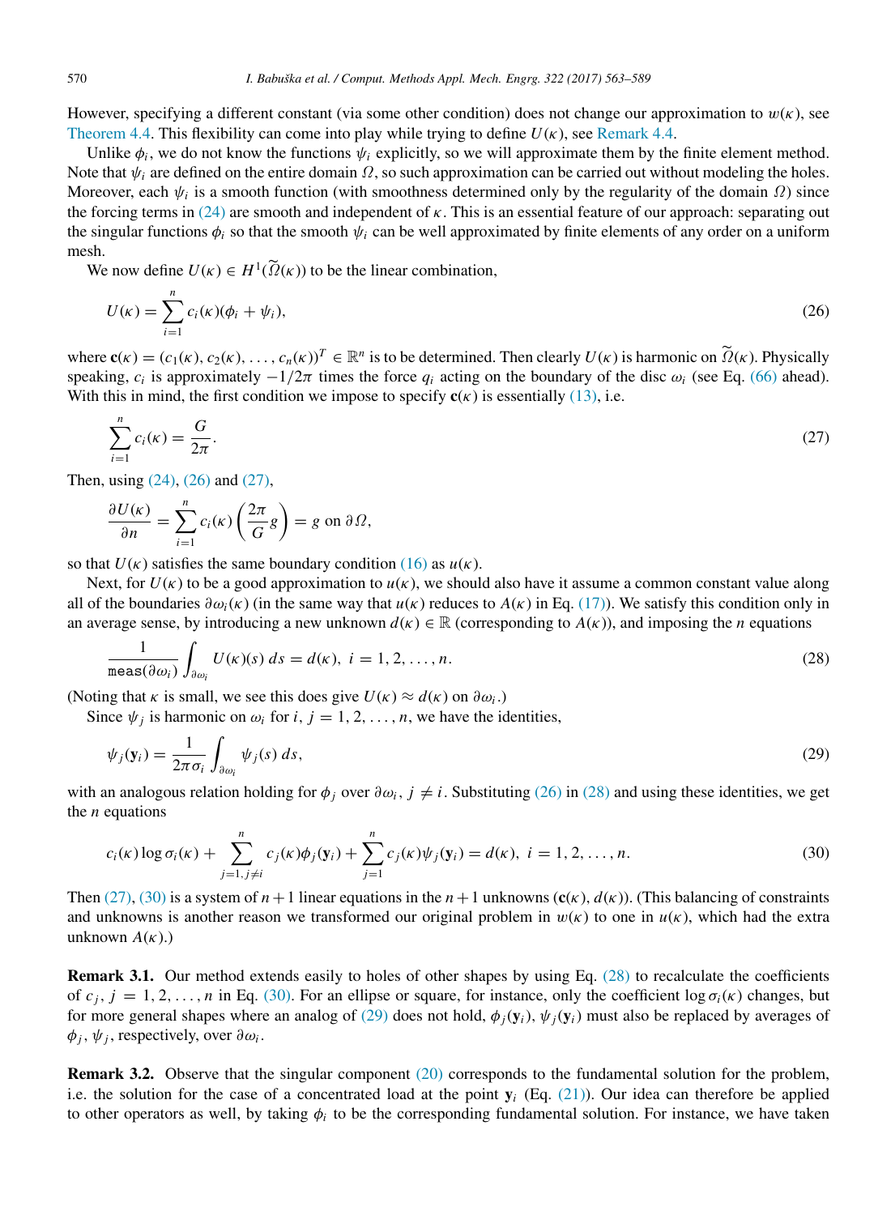However, specifying a different constant (via some other condition) does not change our approximation to $w(\kappa)$, see Theorem 4.4. This flexibility can come into play while trying to define $U(\kappa)$, see Remark 4.4.

Unlike $\phi_i$, we do not know the functions $\psi_i$ explicitly, so we will approximate them by the finite element method. Note that $\psi_i$ are defined on the entire domain $\Omega$, so such approximation can be carried out without modeling the holes. Moreover, each $\psi_i$ is a smooth function (with smoothness determined only by the regularity of the domain $\Omega$) since the forcing terms in (24) are smooth and independent of $\kappa$. This is an essential feature of our approach: separating out the singular functions $\phi_i$ so that the smooth $\psi_i$ can be well approximated by finite elements of any order on a uniform mesh.

We now define $U(\kappa) \in H^1(\widetilde{\Omega}(\kappa))$ to be the linear combination,

$$U(\kappa) = \sum_{i=1}^{n} c_i(\kappa)(\phi_i + \psi_i), \tag{26}$$

where $\mathbf{c}(\kappa) = (c_1(\kappa), c_2(\kappa), \ldots, c_n(\kappa))^T \in \mathbb{R}^n$ is to be determined. Then clearly $U(\kappa)$ is harmonic on $\widetilde{\Omega}(\kappa)$. Physically speaking, $c_i$ is approximately $-1/2\pi$ times the force $q_i$ acting on the boundary of the disc $\omega_i$ (see Eq. (66) ahead). With this in mind, the first condition we impose to specify $\mathbf{c}(\kappa)$ is essentially (13), i.e.

$$\sum_{i=1}^{n} c_i(\kappa) = \frac{G}{2\pi}. \tag{27}$$

Then, using (24), (26) and (27),

$$\frac{\partial U(\kappa)}{\partial n} = \sum_{i=1}^{n} c_i(\kappa)\left(\frac{2\pi}{G} g\right) = g \text{ on } \partial\Omega,$$

so that $U(\kappa)$ satisfies the same boundary condition (16) as $u(\kappa)$.

Next, for $U(\kappa)$ to be a good approximation to $u(\kappa)$, we should also have it assume a common constant value along all of the boundaries $\partial\omega_i(\kappa)$ (in the same way that $u(\kappa)$ reduces to $A(\kappa)$ in Eq. (17)). We satisfy this condition only in an average sense, by introducing a new unknown $d(\kappa) \in \mathbb{R}$ (corresponding to $A(\kappa)$), and imposing the $n$ equations

$$\frac{1}{\mathtt{meas}(\partial\omega_i)} \int_{\partial\omega_i} U(\kappa)(s)\, ds = d(\kappa),\ i = 1, 2, \ldots, n. \tag{28}$$

(Noting that $\kappa$ is small, we see this does give $U(\kappa) \approx d(\kappa)$ on $\partial\omega_i$.)

Since $\psi_j$ is harmonic on $\omega_i$ for $i, j = 1, 2, \ldots, n$, we have the identities,

$$\psi_j(\mathbf{y}_i) = \frac{1}{2\pi\sigma_i} \int_{\partial\omega_i} \psi_j(s)\, ds, \tag{29}$$

with an analogous relation holding for $\phi_j$ over $\partial\omega_i$, $j \neq i$. Substituting (26) in (28) and using these identities, we get the $n$ equations

$$c_i(\kappa)\log\sigma_i(\kappa) + \sum_{j=1, j\neq i}^{n} c_j(\kappa)\phi_j(\mathbf{y}_i) + \sum_{j=1}^{n} c_j(\kappa)\psi_j(\mathbf{y}_i) = d(\kappa),\ i = 1, 2, \ldots, n. \tag{30}$$

Then (27), (30) is a system of $n+1$ linear equations in the $n+1$ unknowns $(\mathbf{c}(\kappa), d(\kappa))$. (This balancing of constraints and unknowns is another reason we transformed our original problem in $w(\kappa)$ to one in $u(\kappa)$, which had the extra unknown $A(\kappa)$.)

**Remark 3.1.** Our method extends easily to holes of other shapes by using Eq. (28) to recalculate the coefficients of $c_j$, $j = 1, 2, \ldots, n$ in Eq. (30). For an ellipse or square, for instance, only the coefficient $\log\sigma_i(\kappa)$ changes, but for more general shapes where an analog of (29) does not hold, $\phi_j(\mathbf{y}_i)$, $\psi_j(\mathbf{y}_i)$ must also be replaced by averages of $\phi_j$, $\psi_j$, respectively, over $\partial\omega_i$.

**Remark 3.2.** Observe that the singular component (20) corresponds to the fundamental solution for the problem, i.e. the solution for the case of a concentrated load at the point $\mathbf{y}_i$ (Eq. (21)). Our idea can therefore be applied to other operators as well, by taking $\phi_i$ to be the corresponding fundamental solution. For instance, we have taken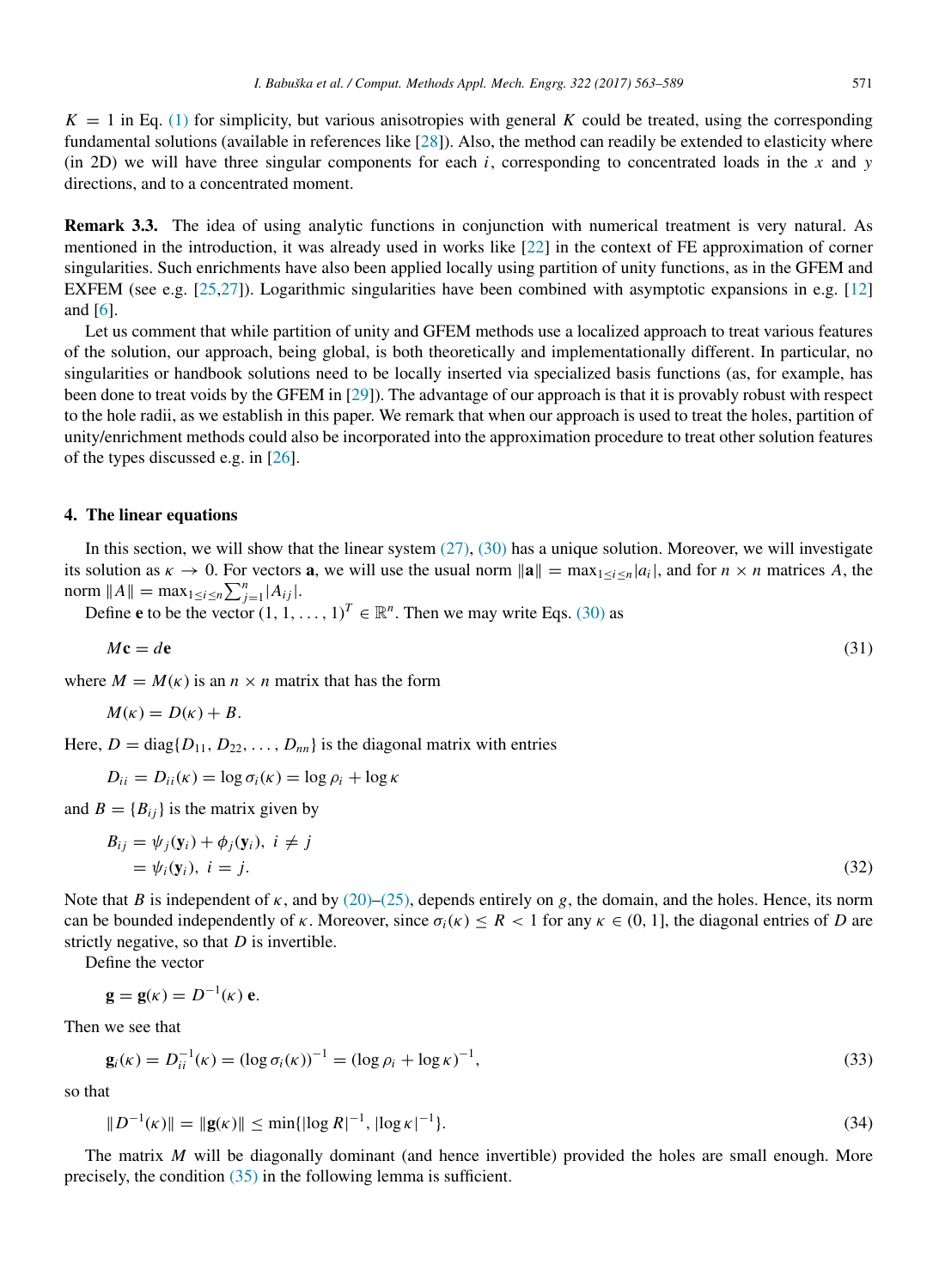$K = 1$ in Eq. (1) for simplicity, but various anisotropies with general $K$ could be treated, using the corresponding fundamental solutions (available in references like [28]). Also, the method can readily be extended to elasticity where (in 2D) we will have three singular components for each $i$, corresponding to concentrated loads in the $x$ and $y$ directions, and to a concentrated moment.

**Remark 3.3.** The idea of using analytic functions in conjunction with numerical treatment is very natural. As mentioned in the introduction, it was already used in works like [22] in the context of FE approximation of corner singularities. Such enrichments have also been applied locally using partition of unity functions, as in the GFEM and EXFEM (see e.g. [25,27]). Logarithmic singularities have been combined with asymptotic expansions in e.g. [12] and [6].

Let us comment that while partition of unity and GFEM methods use a localized approach to treat various features of the solution, our approach, being global, is both theoretically and implementationally different. In particular, no singularities or handbook solutions need to be locally inserted via specialized basis functions (as, for example, has been done to treat voids by the GFEM in [29]). The advantage of our approach is that it is provably robust with respect to the hole radii, as we establish in this paper. We remark that when our approach is used to treat the holes, partition of unity/enrichment methods could also be incorporated into the approximation procedure to treat other solution features of the types discussed e.g. in [26].

## 4. The linear equations

In this section, we will show that the linear system (27), (30) has a unique solution. Moreover, we will investigate its solution as $\kappa \to 0$. For vectors $\mathbf{a}$, we will use the usual norm $\|\mathbf{a}\| = \max_{1\le i\le n}|a_i|$, and for $n \times n$ matrices $A$, the norm $\|A\| = \max_{1\le i\le n}\sum_{j=1}^{n}|A_{ij}|$.

Define $\mathbf{e}$ to be the vector $(1, 1, \ldots, 1)^T \in \mathbb{R}^n$. Then we may write Eqs. (30) as

$$M\mathbf{c} = d\mathbf{e} \tag{31}$$

where $M = M(\kappa)$ is an $n \times n$ matrix that has the form

$$M(\kappa) = D(\kappa) + B.$$

Here, $D = \operatorname{diag}\{D_{11}, D_{22}, \ldots, D_{nn}\}$ is the diagonal matrix with entries

$$D_{ii} = D_{ii}(\kappa) = \log \sigma_i(\kappa) = \log \rho_i + \log \kappa$$

and $B = \{B_{ij}\}$ is the matrix given by

$$\begin{aligned} B_{ij} &= \psi_j(\mathbf{y}_i) + \phi_j(\mathbf{y}_i),\ i \ne j \\ &= \psi_i(\mathbf{y}_i),\ i = j. \end{aligned} \tag{32}$$

Note that $B$ is independent of $\kappa$, and by (20)–(25), depends entirely on $g$, the domain, and the holes. Hence, its norm can be bounded independently of $\kappa$. Moreover, since $\sigma_i(\kappa) \le R < 1$ for any $\kappa \in (0, 1]$, the diagonal entries of $D$ are strictly negative, so that $D$ is invertible.

Define the vector

$$\mathbf{g} = \mathbf{g}(\kappa) = D^{-1}(\kappa)\,\mathbf{e}.$$

Then we see that

$$\mathbf{g}_i(\kappa) = D_{ii}^{-1}(\kappa) = (\log \sigma_i(\kappa))^{-1} = (\log \rho_i + \log \kappa)^{-1}, \tag{33}$$

so that

$$\|D^{-1}(\kappa)\| = \|\mathbf{g}(\kappa)\| \le \min\{|\log R|^{-1}, |\log \kappa|^{-1}\}. \tag{34}$$

The matrix $M$ will be diagonally dominant (and hence invertible) provided the holes are small enough. More precisely, the condition (35) in the following lemma is sufficient.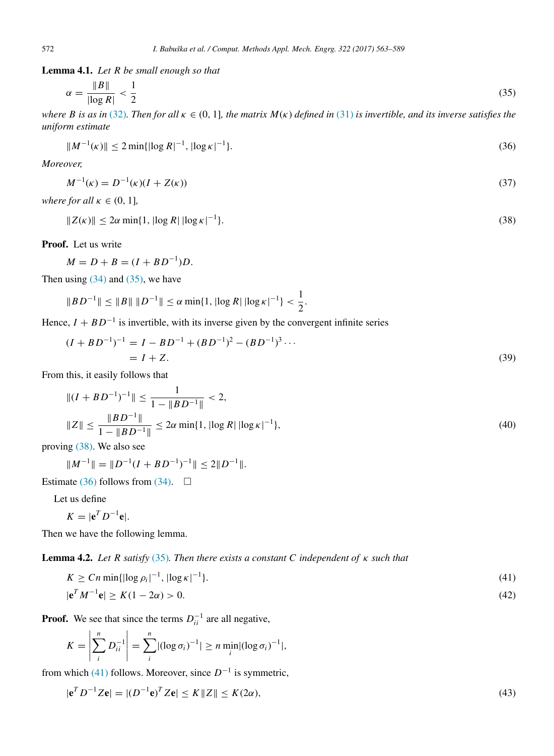**Lemma 4.1.** *Let $R$ be small enough so that*

$$\alpha = \frac{\|B\|}{|\log R|} < \frac{1}{2} \tag{35}$$

*where $B$ is as in (32). Then for all $\kappa \in (0, 1]$, the matrix $M(\kappa)$ defined in (31) is invertible, and its inverse satisfies the uniform estimate*

$$\|M^{-1}(\kappa)\| \leq 2 \min\{|\log R|^{-1}, |\log \kappa|^{-1}\}. \tag{36}$$

*Moreover,*

$$M^{-1}(\kappa) = D^{-1}(\kappa)(I + Z(\kappa)) \tag{37}$$

*where for all $\kappa \in (0, 1]$,*

$$\|Z(\kappa)\| \leq 2\alpha \min\{1, |\log R|\, |\log \kappa|^{-1}\}. \tag{38}$$

**Proof.** Let us write

$$M = D + B = (I + BD^{-1})D.$$

Then using (34) and (35), we have

$$\|BD^{-1}\| \leq \|B\|\, \|D^{-1}\| \leq \alpha \min\{1, |\log R|\, |\log \kappa|^{-1}\} < \frac{1}{2}.$$

Hence, $I + BD^{-1}$ is invertible, with its inverse given by the convergent infinite series

$$\begin{aligned}(I + BD^{-1})^{-1} &= I - BD^{-1} + (BD^{-1})^2 - (BD^{-1})^3 \cdots \\ &= I + Z.\end{aligned} \tag{39}$$

From this, it easily follows that

$$\begin{aligned}\|(I + BD^{-1})^{-1}\| &\leq \frac{1}{1 - \|BD^{-1}\|} < 2, \\ \|Z\| &\leq \frac{\|BD^{-1}\|}{1 - \|BD^{-1}\|} \leq 2\alpha \min\{1, |\log R|\, |\log \kappa|^{-1}\},\end{aligned} \tag{40}$$

proving (38). We also see

$$\|M^{-1}\| = \|D^{-1}(I + BD^{-1})^{-1}\| \leq 2\|D^{-1}\|.$$

Estimate (36) follows from (34). $\square$

Let us define

$$K = |\mathbf{e}^T D^{-1} \mathbf{e}|.$$

Then we have the following lemma.

**Lemma 4.2.** *Let $R$ satisfy (35). Then there exists a constant $C$ independent of $\kappa$ such that*

$$K \geq Cn \min\{|\log \rho_i|^{-1}, |\log \kappa|^{-1}\}. \tag{41}$$

$$|\mathbf{e}^T M^{-1} \mathbf{e}| \geq K(1 - 2\alpha) > 0. \tag{42}$$

**Proof.** We see that since the terms $D_{ii}^{-1}$ are all negative,

$$K = \left|\sum_i^n D_{ii}^{-1}\right| = \sum_i^n |(\log \sigma_i)^{-1}| \geq n \min_i |(\log \sigma_i)^{-1}|,$$

from which (41) follows. Moreover, since $D^{-1}$ is symmetric,

$$|\mathbf{e}^T D^{-1} Z \mathbf{e}| = |(D^{-1}\mathbf{e})^T Z \mathbf{e}| \leq K\|Z\| \leq K(2\alpha), \tag{43}$$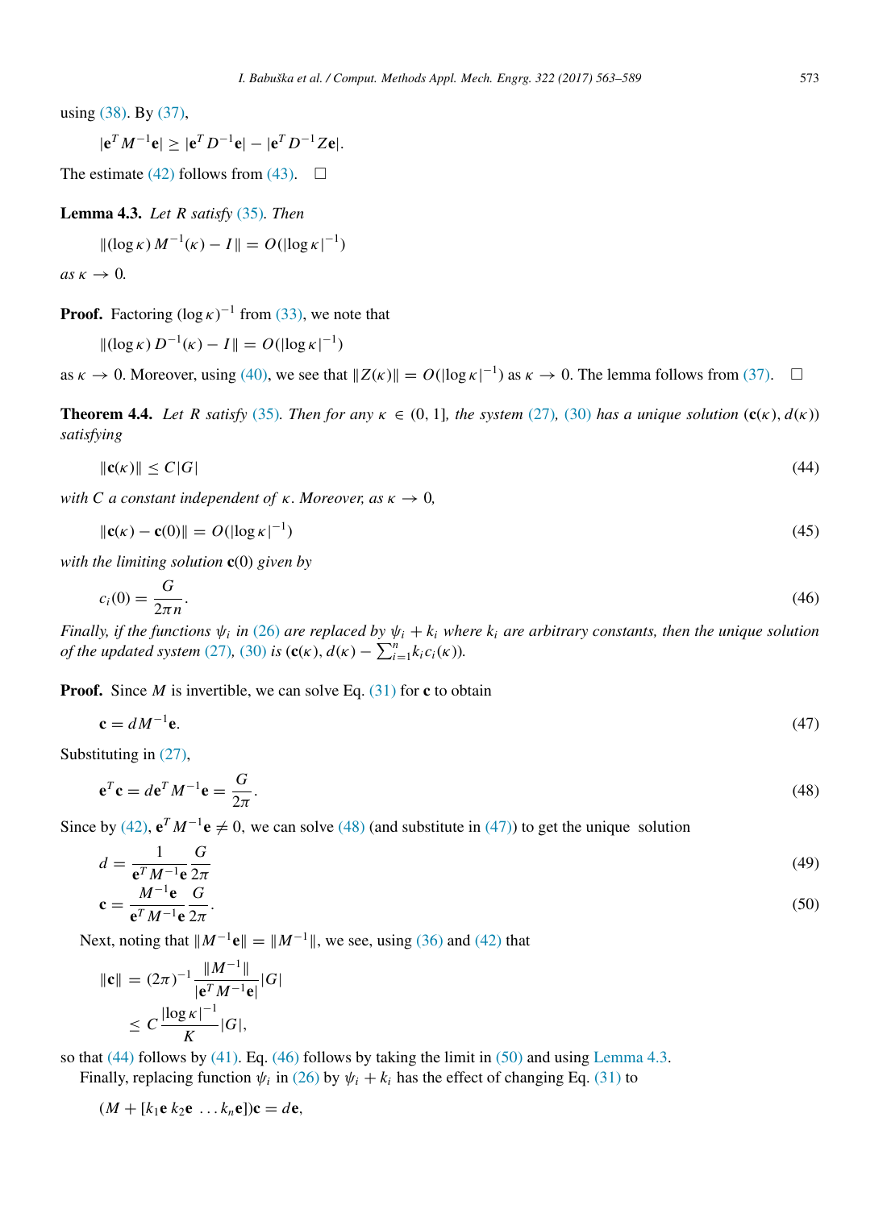using (38). By (37),

$$|\mathbf{e}^T M^{-1}\mathbf{e}| \geq |\mathbf{e}^T D^{-1}\mathbf{e}| - |\mathbf{e}^T D^{-1} Z\mathbf{e}|.$$

The estimate (42) follows from (43). □

**Lemma 4.3.** *Let $R$ satisfy (35). Then*

$$\|(\log\kappa)\, M^{-1}(\kappa) - I\| = O(|\log\kappa|^{-1})$$

*as $\kappa \to 0$.*

**Proof.** Factoring $(\log\kappa)^{-1}$ from (33), we note that

$$\|(\log\kappa)\, D^{-1}(\kappa) - I\| = O(|\log\kappa|^{-1})$$

as $\kappa \to 0$. Moreover, using (40), we see that $\|Z(\kappa)\| = O(|\log\kappa|^{-1})$ as $\kappa \to 0$. The lemma follows from (37). □

**Theorem 4.4.** *Let $R$ satisfy (35). Then for any $\kappa \in (0, 1]$, the system (27), (30) has a unique solution $(\mathbf{c}(\kappa), d(\kappa))$ satisfying*

$$\|\mathbf{c}(\kappa)\| \leq C|G| \tag{44}$$

*with $C$ a constant independent of $\kappa$. Moreover, as $\kappa \to 0$,*

$$\|\mathbf{c}(\kappa) - \mathbf{c}(0)\| = O(|\log\kappa|^{-1}) \tag{45}$$

*with the limiting solution $\mathbf{c}(0)$ given by*

$$c_i(0) = \frac{G}{2\pi n}. \tag{46}$$

*Finally, if the functions $\psi_i$ in (26) are replaced by $\psi_i + k_i$ where $k_i$ are arbitrary constants, then the unique solution of the updated system (27), (30) is $(\mathbf{c}(\kappa), d(\kappa) - \sum_{i=1}^{n} k_i c_i(\kappa))$.*

**Proof.** Since $M$ is invertible, we can solve Eq. (31) for $\mathbf{c}$ to obtain

$$\mathbf{c} = dM^{-1}\mathbf{e}. \tag{47}$$

Substituting in (27),

$$\mathbf{e}^T\mathbf{c} = d\mathbf{e}^T M^{-1}\mathbf{e} = \frac{G}{2\pi}. \tag{48}$$

Since by (42), $\mathbf{e}^T M^{-1}\mathbf{e} \neq 0$, we can solve (48) (and substitute in (47)) to get the unique solution

$$d = \frac{1}{\mathbf{e}^T M^{-1}\mathbf{e}}\frac{G}{2\pi} \tag{49}$$

$$\mathbf{c} = \frac{M^{-1}\mathbf{e}}{\mathbf{e}^T M^{-1}\mathbf{e}}\frac{G}{2\pi}. \tag{50}$$

Next, noting that $\|M^{-1}\mathbf{e}\| = \|M^{-1}\|$, we see, using (36) and (42) that

$$\begin{aligned}
\|\mathbf{c}\| &= (2\pi)^{-1}\frac{\|M^{-1}\|}{|\mathbf{e}^T M^{-1}\mathbf{e}|}|G| \\
&\leq C\frac{|\log\kappa|^{-1}}{K}|G|,
\end{aligned}$$

so that (44) follows by (41). Eq. (46) follows by taking the limit in (50) and using Lemma 4.3.

Finally, replacing function $\psi_i$ in (26) by $\psi_i + k_i$ has the effect of changing Eq. (31) to

$$(M + [k_1\mathbf{e}\; k_2\mathbf{e}\; \ldots k_n\mathbf{e}])\mathbf{c} = d\mathbf{e},$$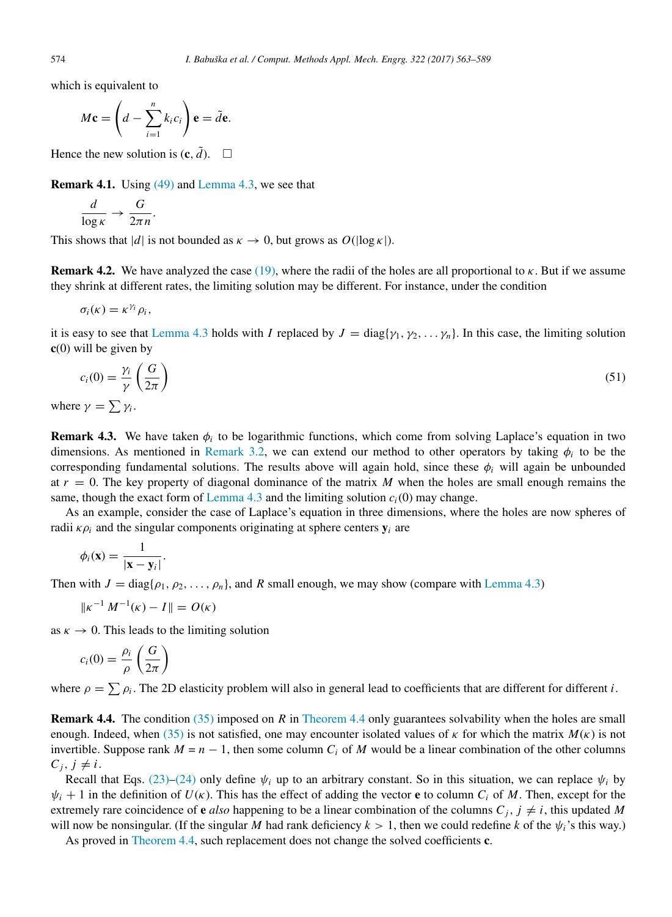which is equivalent to

$$M\mathbf{c} = \left(d - \sum_{i=1}^{n} k_i c_i\right)\mathbf{e} = \tilde{d}\mathbf{e}.$$

Hence the new solution is $(\mathbf{c}, \tilde{d})$. $\square$

**Remark 4.1.** Using (49) and Lemma 4.3, we see that

$$\frac{d}{\log \kappa} \to \frac{G}{2\pi n}.$$

This shows that $|d|$ is not bounded as $\kappa \to 0$, but grows as $O(|\log \kappa|)$.

**Remark 4.2.** We have analyzed the case (19), where the radii of the holes are all proportional to $\kappa$. But if we assume they shrink at different rates, the limiting solution may be different. For instance, under the condition

$$\sigma_i(\kappa) = \kappa^{\gamma_i}\rho_i,$$

it is easy to see that Lemma 4.3 holds with $I$ replaced by $J = \text{diag}\{\gamma_1, \gamma_2, \ldots \gamma_n\}$. In this case, the limiting solution $\mathbf{c}(0)$ will be given by

$$c_i(0) = \frac{\gamma_i}{\gamma}\left(\frac{G}{2\pi}\right) \tag{51}$$

where $\gamma = \sum \gamma_i$.

**Remark 4.3.** We have taken $\phi_i$ to be logarithmic functions, which come from solving Laplace's equation in two dimensions. As mentioned in Remark 3.2, we can extend our method to other operators by taking $\phi_i$ to be the corresponding fundamental solutions. The results above will again hold, since these $\phi_i$ will again be unbounded at $r = 0$. The key property of diagonal dominance of the matrix $M$ when the holes are small enough remains the same, though the exact form of Lemma 4.3 and the limiting solution $c_i(0)$ may change.

As an example, consider the case of Laplace's equation in three dimensions, where the holes are now spheres of radii $\kappa\rho_i$ and the singular components originating at sphere centers $\mathbf{y}_i$ are

$$\phi_i(\mathbf{x}) = \frac{1}{|\mathbf{x} - \mathbf{y}_i|}.$$

Then with $J = \text{diag}\{\rho_1, \rho_2, \ldots, \rho_n\}$, and $R$ small enough, we may show (compare with Lemma 4.3)

$$\|\kappa^{-1} M^{-1}(\kappa) - I\| = O(\kappa)$$

as $\kappa \to 0$. This leads to the limiting solution

$$c_i(0) = \frac{\rho_i}{\rho}\left(\frac{G}{2\pi}\right)$$

where $\rho = \sum \rho_i$. The 2D elasticity problem will also in general lead to coefficients that are different for different $i$.

**Remark 4.4.** The condition (35) imposed on $R$ in Theorem 4.4 only guarantees solvability when the holes are small enough. Indeed, when (35) is not satisfied, one may encounter isolated values of $\kappa$ for which the matrix $M(\kappa)$ is not invertible. Suppose rank $M = n - 1$, then some column $C_i$ of $M$ would be a linear combination of the other columns $C_j$, $j \neq i$.

Recall that Eqs. (23)–(24) only define $\psi_i$ up to an arbitrary constant. So in this situation, we can replace $\psi_i$ by $\psi_i + 1$ in the definition of $U(\kappa)$. This has the effect of adding the vector $\mathbf{e}$ to column $C_i$ of $M$. Then, except for the extremely rare coincidence of $\mathbf{e}$ *also* happening to be a linear combination of the columns $C_j$, $j \neq i$, this updated $M$ will now be nonsingular. (If the singular $M$ had rank deficiency $k > 1$, then we could redefine $k$ of the $\psi_i$'s this way.)

As proved in Theorem 4.4, such replacement does not change the solved coefficients $\mathbf{c}$.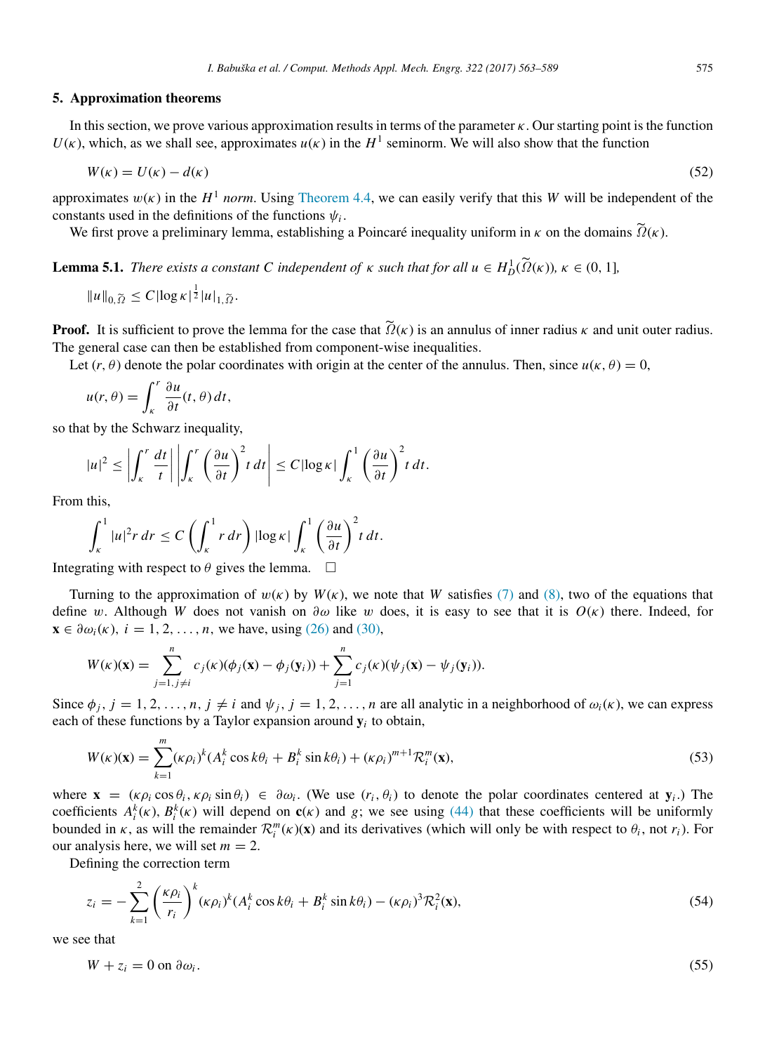## 5. Approximation theorems

In this section, we prove various approximation results in terms of the parameter $\kappa$. Our starting point is the function $U(\kappa)$, which, as we shall see, approximates $u(\kappa)$ in the $H^1$ seminorm. We will also show that the function

$$W(\kappa) = U(\kappa) - d(\kappa) \tag{52}$$

approximates $w(\kappa)$ in the $H^1$ *norm*. Using Theorem 4.4, we can easily verify that this $W$ will be independent of the constants used in the definitions of the functions $\psi_i$.

We first prove a preliminary lemma, establishing a Poincaré inequality uniform in $\kappa$ on the domains $\widetilde{\Omega}(\kappa)$.

**Lemma 5.1.** *There exists a constant $C$ independent of $\kappa$ such that for all $u \in H^1_D(\widetilde{\Omega}(\kappa))$, $\kappa \in (0, 1]$,*

$$\|u\|_{0,\widetilde{\Omega}} \leq C|\log \kappa|^{\frac{1}{2}}|u|_{1,\widetilde{\Omega}}.$$

**Proof.** It is sufficient to prove the lemma for the case that $\widetilde{\Omega}(\kappa)$ is an annulus of inner radius $\kappa$ and unit outer radius. The general case can then be established from component-wise inequalities.

Let $(r, \theta)$ denote the polar coordinates with origin at the center of the annulus. Then, since $u(\kappa, \theta) = 0$,

$$u(r, \theta) = \int_\kappa^r \frac{\partial u}{\partial t}(t, \theta)\, dt,$$

so that by the Schwarz inequality,

$$|u|^2 \leq \left|\int_\kappa^r \frac{dt}{t}\right| \left|\int_\kappa^r \left(\frac{\partial u}{\partial t}\right)^2 t\, dt\right| \leq C|\log \kappa| \int_\kappa^1 \left(\frac{\partial u}{\partial t}\right)^2 t\, dt.$$

From this,

$$\int_\kappa^1 |u|^2 r\, dr \leq C\left(\int_\kappa^1 r\, dr\right) |\log \kappa| \int_\kappa^1 \left(\frac{\partial u}{\partial t}\right)^2 t\, dt.$$

Integrating with respect to $\theta$ gives the lemma. $\square$

Turning to the approximation of $w(\kappa)$ by $W(\kappa)$, we note that $W$ satisfies (7) and (8), two of the equations that define $w$. Although $W$ does not vanish on $\partial\omega$ like $w$ does, it is easy to see that it is $O(\kappa)$ there. Indeed, for $\mathbf{x} \in \partial\omega_i(\kappa)$, $i = 1, 2, \ldots, n$, we have, using (26) and (30),

$$W(\kappa)(\mathbf{x}) = \sum_{j=1, j\neq i}^{n} c_j(\kappa)(\phi_j(\mathbf{x}) - \phi_j(\mathbf{y}_i)) + \sum_{j=1}^{n} c_j(\kappa)(\psi_j(\mathbf{x}) - \psi_j(\mathbf{y}_i)).$$

Since $\phi_j$, $j = 1, 2, \ldots, n$, $j \neq i$ and $\psi_j$, $j = 1, 2, \ldots, n$ are all analytic in a neighborhood of $\omega_i(\kappa)$, we can express each of these functions by a Taylor expansion around $\mathbf{y}_i$ to obtain,

$$W(\kappa)(\mathbf{x}) = \sum_{k=1}^{m} (\kappa\rho_i)^k (A_i^k \cos k\theta_i + B_i^k \sin k\theta_i) + (\kappa\rho_i)^{m+1}\mathcal{R}_i^m(\mathbf{x}), \tag{53}$$

where $\mathbf{x} = (\kappa\rho_i \cos\theta_i, \kappa\rho_i \sin\theta_i) \in \partial\omega_i$. (We use $(r_i, \theta_i)$ to denote the polar coordinates centered at $\mathbf{y}_i$.) The coefficients $A_i^k(\kappa)$, $B_i^k(\kappa)$ will depend on $\mathbf{c}(\kappa)$ and $g$; we see using (44) that these coefficients will be uniformly bounded in $\kappa$, as will the remainder $\mathcal{R}_i^m(\kappa)(\mathbf{x})$ and its derivatives (which will only be with respect to $\theta_i$, not $r_i$). For our analysis here, we will set $m = 2$.

Defining the correction term

$$z_i = -\sum_{k=1}^{2} \left(\frac{\kappa\rho_i}{r_i}\right)^k (\kappa\rho_i)^k (A_i^k \cos k\theta_i + B_i^k \sin k\theta_i) - (\kappa\rho_i)^3\mathcal{R}_i^2(\mathbf{x}), \tag{54}$$

we see that

$$W + z_i = 0 \text{ on } \partial\omega_i. \tag{55}$$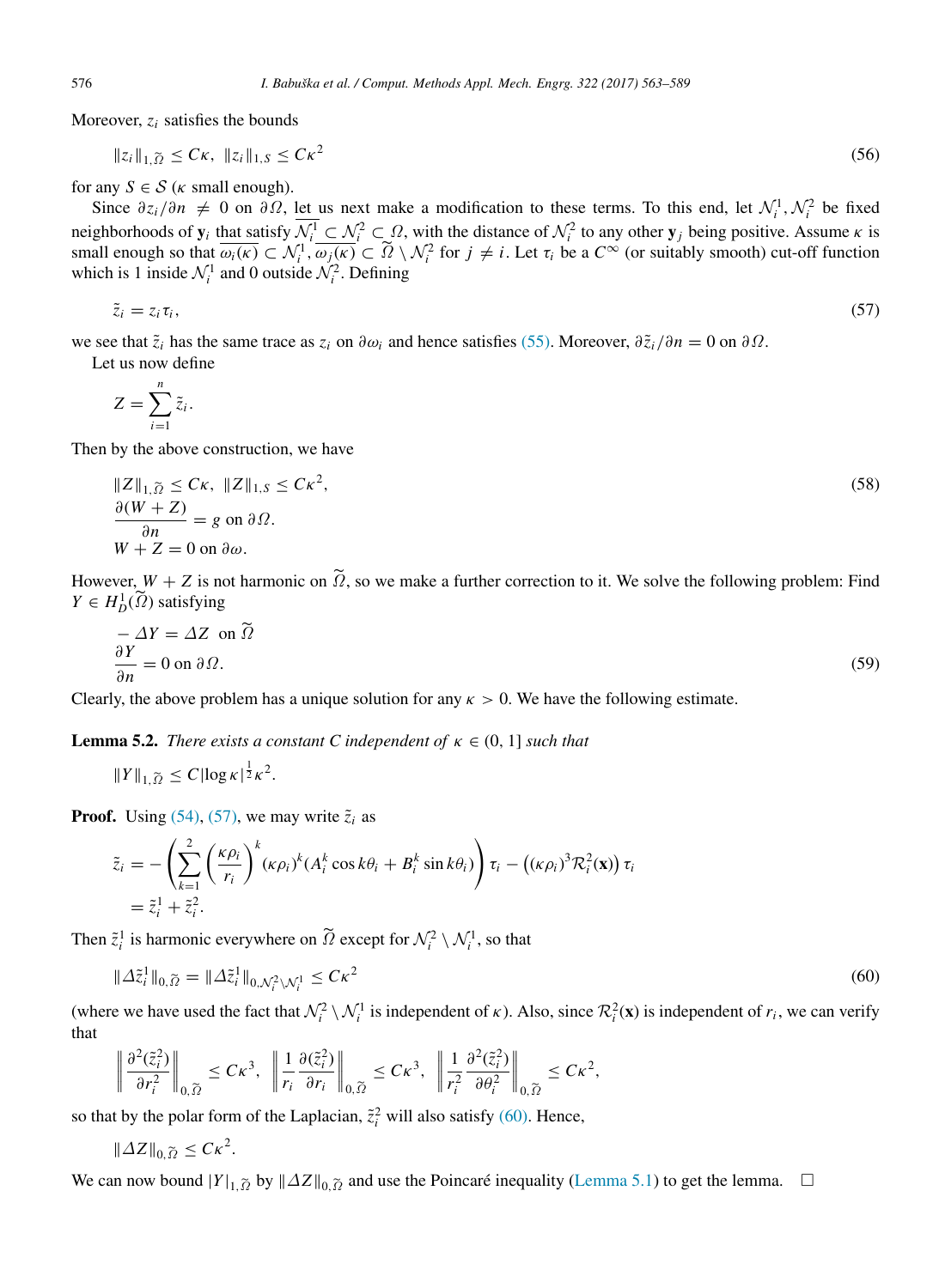Moreover, $z_i$ satisfies the bounds

$$\|z_i\|_{1,\widetilde{\Omega}} \leq C\kappa, \ \ \|z_i\|_{1,S} \leq C\kappa^2 \tag{56}$$

for any $S \in \mathcal{S}$ ($\kappa$ small enough).

Since $\partial z_i/\partial n \neq 0$ on $\partial\Omega$, let us next make a modification to these terms. To this end, let $\mathcal{N}_i^1, \mathcal{N}_i^2$ be fixed neighborhoods of $\mathbf{y}_i$ that satisfy $\overline{\mathcal{N}_i^1} \subset \mathcal{N}_i^2 \subset \Omega$, with the distance of $\mathcal{N}_i^2$ to any other $\mathbf{y}_j$ being positive. Assume $\kappa$ is small enough so that $\overline{\omega_i(\kappa)} \subset \mathcal{N}_i^1, \overline{\omega_j(\kappa)} \subset \widetilde{\Omega} \setminus \mathcal{N}_i^2$ for $j \neq i$. Let $\tau_i$ be a $C^\infty$ (or suitably smooth) cut-off function which is 1 inside $\mathcal{N}_i^1$ and 0 outside $\mathcal{N}_i^2$. Defining

$$\tilde{z}_i = z_i \tau_i, \tag{57}$$

we see that $\tilde{z}_i$ has the same trace as $z_i$ on $\partial\omega_i$ and hence satisfies (55). Moreover, $\partial\tilde{z}_i/\partial n = 0$ on $\partial\Omega$.

Let us now define

$$Z = \sum_{i=1}^{n} \tilde{z}_i.$$

Then by the above construction, we have

$$\begin{aligned}
&\|Z\|_{1,\widetilde{\Omega}} \leq C\kappa, \ \ \|Z\|_{1,S} \leq C\kappa^2, \\
&\frac{\partial(W+Z)}{\partial n} = g \text{ on } \partial\Omega. \\
&W + Z = 0 \text{ on } \partial\omega.
\end{aligned} \tag{58}$$

However, $W + Z$ is not harmonic on $\widetilde{\Omega}$, so we make a further correction to it. We solve the following problem: Find $Y \in H_D^1(\widetilde{\Omega})$ satisfying

$$\begin{aligned}
&-\Delta Y = \Delta Z \ \text{ on } \widetilde{\Omega} \\
&\frac{\partial Y}{\partial n} = 0 \text{ on } \partial\Omega.
\end{aligned} \tag{59}$$

Clearly, the above problem has a unique solution for any $\kappa > 0$. We have the following estimate.

**Lemma 5.2.** *There exists a constant C independent of $\kappa \in (0, 1]$ such that*

$$\|Y\|_{1,\widetilde{\Omega}} \leq C|\log\kappa|^{\frac{1}{2}}\kappa^2.$$

**Proof.** Using (54), (57), we may write $\tilde{z}_i$ as

$$\begin{aligned}
\tilde{z}_i &= -\left(\sum_{k=1}^{2}\left(\frac{\kappa\rho_i}{r_i}\right)^k (\kappa\rho_i)^k (A_i^k \cos k\theta_i + B_i^k \sin k\theta_i)\right)\tau_i - \left((\kappa\rho_i)^3 \mathcal{R}_i^2(\mathbf{x})\right)\tau_i \\
&= \tilde{z}_i^1 + \tilde{z}_i^2.
\end{aligned}$$

Then $\tilde{z}_i^1$ is harmonic everywhere on $\widetilde{\Omega}$ except for $\mathcal{N}_i^2 \setminus \mathcal{N}_i^1$, so that

$$\|\Delta\tilde{z}_i^1\|_{0,\widetilde{\Omega}} = \|\Delta\tilde{z}_i^1\|_{0,\mathcal{N}_i^2\setminus\mathcal{N}_i^1} \leq C\kappa^2 \tag{60}$$

(where we have used the fact that $\mathcal{N}_i^2 \setminus \mathcal{N}_i^1$ is independent of $\kappa$). Also, since $\mathcal{R}_i^2(\mathbf{x})$ is independent of $r_i$, we can verify that

$$\left\|\frac{\partial^2(\tilde{z}_i^2)}{\partial r_i^2}\right\|_{0,\widetilde{\Omega}} \leq C\kappa^3, \ \ \left\|\frac{1}{r_i}\frac{\partial(\tilde{z}_i^2)}{\partial r_i}\right\|_{0,\widetilde{\Omega}} \leq C\kappa^3, \ \ \left\|\frac{1}{r_i^2}\frac{\partial^2(\tilde{z}_i^2)}{\partial\theta_i^2}\right\|_{0,\widetilde{\Omega}} \leq C\kappa^2,$$

so that by the polar form of the Laplacian, $\tilde{z}_i^2$ will also satisfy (60). Hence,

$$\|\Delta Z\|_{0,\widetilde{\Omega}} \leq C\kappa^2.$$

We can now bound $|Y|_{1,\widetilde{\Omega}}$ by $\|\Delta Z\|_{0,\widetilde{\Omega}}$ and use the Poincaré inequality (Lemma 5.1) to get the lemma. $\square$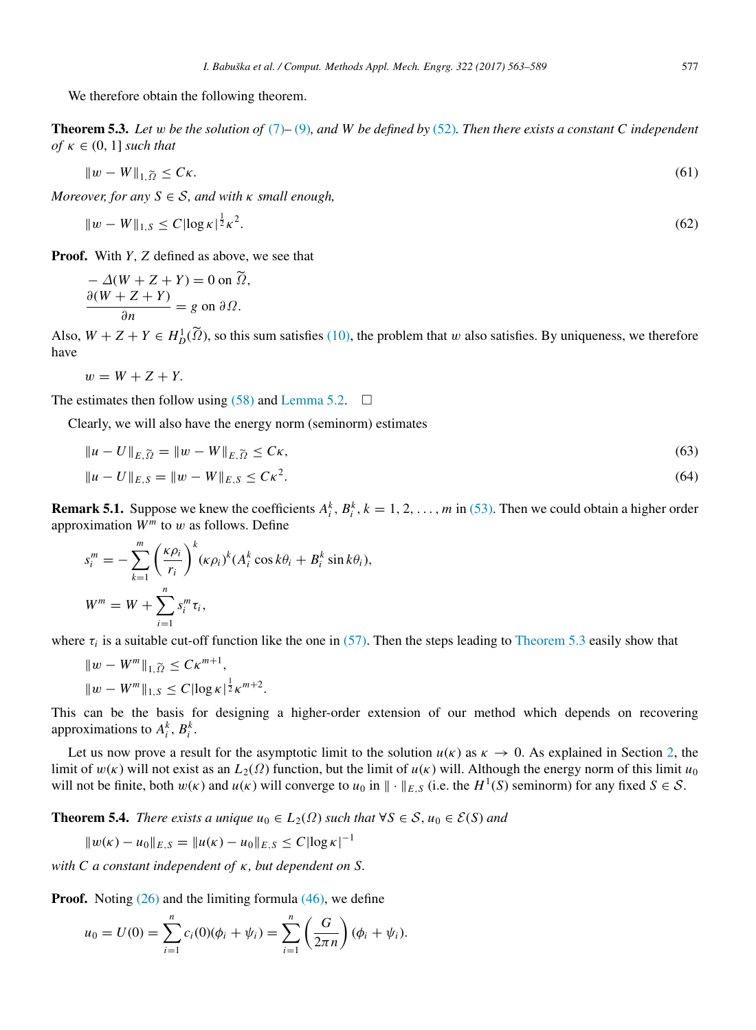We therefore obtain the following theorem.

**Theorem 5.3.** *Let $w$ be the solution of (7)–(9), and $W$ be defined by (52). Then there exists a constant $C$ independent of $\kappa \in (0, 1]$ such that*

$$\|w - W\|_{1,\widetilde{\Omega}} \leq C\kappa. \tag{61}$$

*Moreover, for any $S \in \mathcal{S}$, and with $\kappa$ small enough,*

$$\|w - W\|_{1,S} \leq C|\log\kappa|^{\frac{1}{2}}\kappa^2. \tag{62}$$

**Proof.** With $Y, Z$ defined as above, we see that

$$-\Delta(W + Z + Y) = 0 \text{ on } \widetilde{\Omega},$$
$$\frac{\partial(W + Z + Y)}{\partial n} = g \text{ on } \partial\Omega.$$

Also, $W + Z + Y \in H^1_D(\widetilde{\Omega})$, so this sum satisfies (10), the problem that $w$ also satisfies. By uniqueness, we therefore have

$$w = W + Z + Y.$$

The estimates then follow using (58) and Lemma 5.2. $\square$

Clearly, we will also have the energy norm (seminorm) estimates

$$\|u - U\|_{E,\widetilde{\Omega}} = \|w - W\|_{E,\widetilde{\Omega}} \leq C\kappa, \tag{63}$$

$$\|u - U\|_{E,S} = \|w - W\|_{E,S} \leq C\kappa^2. \tag{64}$$

**Remark 5.1.** Suppose we knew the coefficients $A_i^k, B_i^k, k = 1, 2, \ldots, m$ in (53). Then we could obtain a higher order approximation $W^m$ to $w$ as follows. Define

$$s_i^m = -\sum_{k=1}^{m}\left(\frac{\kappa\rho_i}{r_i}\right)^k(\kappa\rho_i)^k(A_i^k\cos k\theta_i + B_i^k\sin k\theta_i),$$

$$W^m = W + \sum_{i=1}^{n} s_i^m\tau_i,$$

where $\tau_i$ is a suitable cut-off function like the one in (57). Then the steps leading to Theorem 5.3 easily show that

$$\|w - W^m\|_{1,\widetilde{\Omega}} \leq C\kappa^{m+1},$$
$$\|w - W^m\|_{1,S} \leq C|\log\kappa|^{\frac{1}{2}}\kappa^{m+2}.$$

This can be the basis for designing a higher-order extension of our method which depends on recovering approximations to $A_i^k, B_i^k$.

Let us now prove a result for the asymptotic limit to the solution $u(\kappa)$ as $\kappa \to 0$. As explained in Section 2, the limit of $w(\kappa)$ will not exist as an $L_2(\Omega)$ function, but the limit of $u(\kappa)$ will. Although the energy norm of this limit $u_0$ will not be finite, both $w(\kappa)$ and $u(\kappa)$ will converge to $u_0$ in $\|\cdot\|_{E,S}$ (i.e. the $H^1(S)$ seminorm) for any fixed $S \in \mathcal{S}$.

**Theorem 5.4.** *There exists a unique $u_0 \in L_2(\Omega)$ such that $\forall S \in \mathcal{S}$, $u_0 \in \mathcal{E}(S)$ and*

$$\|w(\kappa) - u_0\|_{E,S} = \|u(\kappa) - u_0\|_{E,S} \leq C|\log\kappa|^{-1}$$

*with $C$ a constant independent of $\kappa$, but dependent on $S$.*

**Proof.** Noting (26) and the limiting formula (46), we define

$$u_0 = U(0) = \sum_{i=1}^{n} c_i(0)(\phi_i + \psi_i) = \sum_{i=1}^{n}\left(\frac{G}{2\pi n}\right)(\phi_i + \psi_i).$$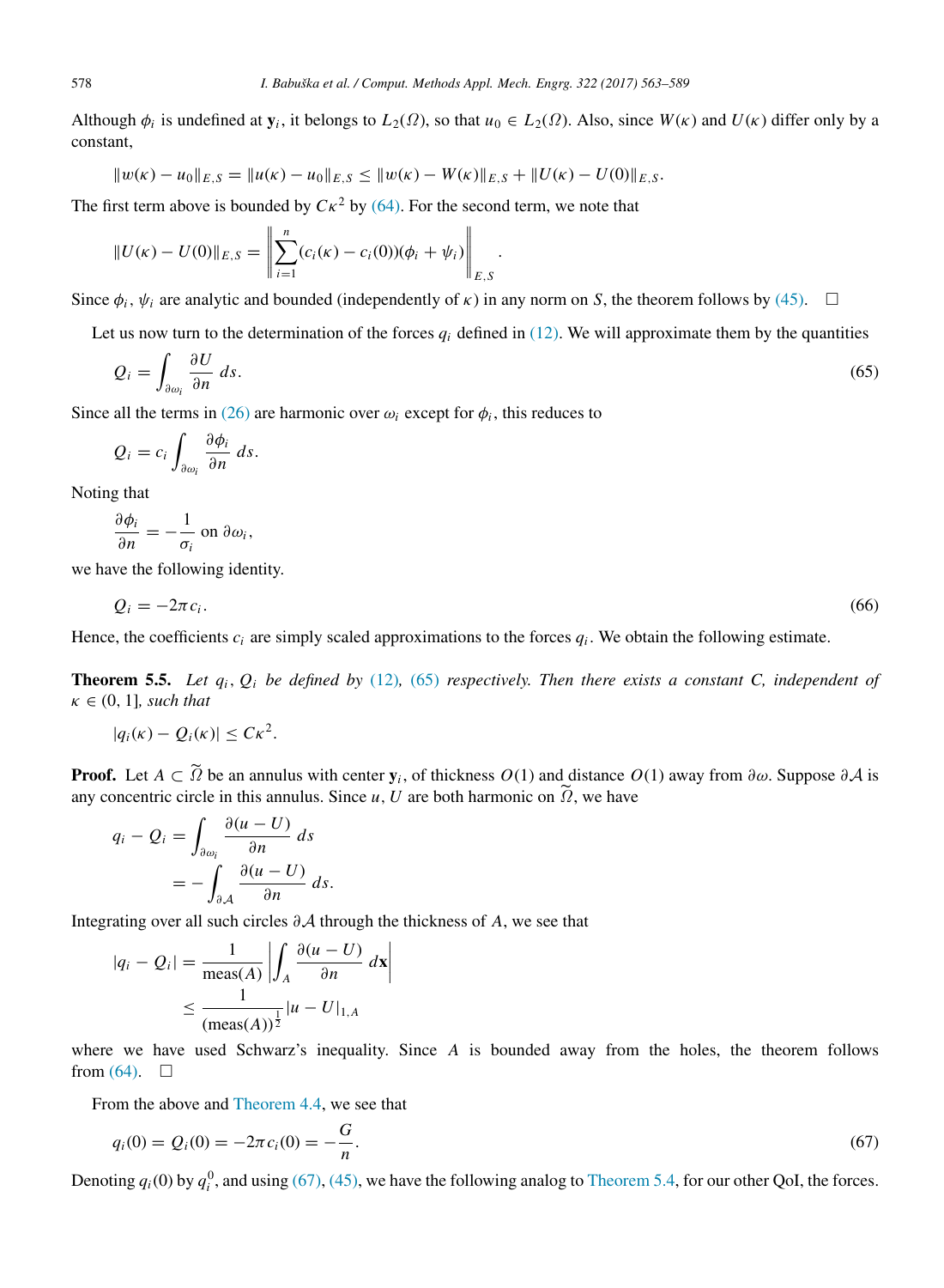Although $\phi_i$ is undefined at $\mathbf{y}_i$, it belongs to $L_2(\Omega)$, so that $u_0 \in L_2(\Omega)$. Also, since $W(\kappa)$ and $U(\kappa)$ differ only by a constant,

$$\|w(\kappa) - u_0\|_{E,S} = \|u(\kappa) - u_0\|_{E,S} \leq \|w(\kappa) - W(\kappa)\|_{E,S} + \|U(\kappa) - U(0)\|_{E,S}.$$

The first term above is bounded by $C\kappa^2$ by (64). For the second term, we note that

$$\|U(\kappa) - U(0)\|_{E,S} = \left\| \sum_{i=1}^{n} (c_i(\kappa) - c_i(0))(\phi_i + \psi_i) \right\|_{E,S}.$$

Since $\phi_i$, $\psi_i$ are analytic and bounded (independently of $\kappa$) in any norm on $S$, the theorem follows by (45). $\square$

Let us now turn to the determination of the forces $q_i$ defined in (12). We will approximate them by the quantities

$$Q_i = \int_{\partial\omega_i} \frac{\partial U}{\partial n}\, ds. \tag{65}$$

Since all the terms in (26) are harmonic over $\omega_i$ except for $\phi_i$, this reduces to

$$Q_i = c_i \int_{\partial\omega_i} \frac{\partial \phi_i}{\partial n}\, ds.$$

Noting that

$$\frac{\partial \phi_i}{\partial n} = -\frac{1}{\sigma_i} \text{ on } \partial\omega_i,$$

we have the following identity.

$$Q_i = -2\pi c_i. \tag{66}$$

Hence, the coefficients $c_i$ are simply scaled approximations to the forces $q_i$. We obtain the following estimate.

**Theorem 5.5.** *Let $q_i$, $Q_i$ be defined by (12), (65) respectively. Then there exists a constant $C$, independent of $\kappa \in (0, 1]$, such that*

$$|q_i(\kappa) - Q_i(\kappa)| \leq C\kappa^2.$$

**Proof.** Let $A \subset \widetilde{\Omega}$ be an annulus with center $\mathbf{y}_i$, of thickness $O(1)$ and distance $O(1)$ away from $\partial\omega$. Suppose $\partial\mathcal{A}$ is any concentric circle in this annulus. Since $u$, $U$ are both harmonic on $\widetilde{\Omega}$, we have

$$\begin{aligned} q_i - Q_i &= \int_{\partial\omega_i} \frac{\partial(u - U)}{\partial n}\, ds \\ &= -\int_{\partial\mathcal{A}} \frac{\partial(u - U)}{\partial n}\, ds. \end{aligned}$$

Integrating over all such circles $\partial\mathcal{A}$ through the thickness of $A$, we see that

$$\begin{aligned} |q_i - Q_i| &= \frac{1}{\text{meas}(A)} \left| \int_A \frac{\partial(u - U)}{\partial n}\, d\mathbf{x} \right| \\ &\leq \frac{1}{(\text{meas}(A))^{\frac{1}{2}}} |u - U|_{1,A} \end{aligned}$$

where we have used Schwarz's inequality. Since $A$ is bounded away from the holes, the theorem follows from (64). $\square$

From the above and Theorem 4.4, we see that

$$q_i(0) = Q_i(0) = -2\pi c_i(0) = -\frac{G}{n}. \tag{67}$$

Denoting $q_i(0)$ by $q_i^0$, and using (67), (45), we have the following analog to Theorem 5.4, for our other QoI, the forces.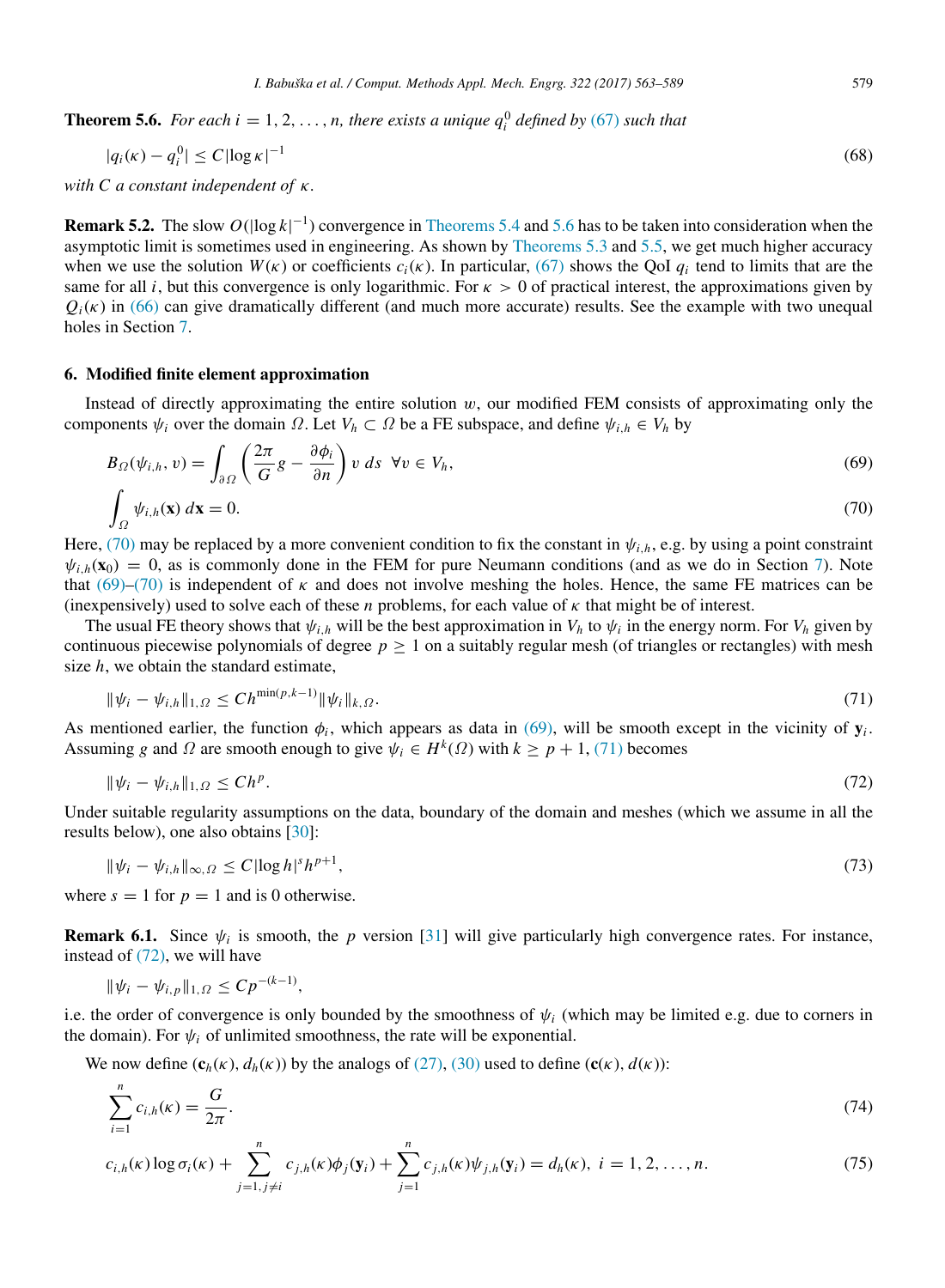**Theorem 5.6.** *For each $i = 1, 2, \ldots, n$, there exists a unique $q_i^0$ defined by (67) such that*

$$|q_i(\kappa) - q_i^0| \leq C|\log \kappa|^{-1} \tag{68}$$

*with $C$ a constant independent of $\kappa$.*

**Remark 5.2.** The slow $O(|\log k|^{-1})$ convergence in Theorems 5.4 and 5.6 has to be taken into consideration when the asymptotic limit is sometimes used in engineering. As shown by Theorems 5.3 and 5.5, we get much higher accuracy when we use the solution $W(\kappa)$ or coefficients $c_i(\kappa)$. In particular, (67) shows the QoI $q_i$ tend to limits that are the same for all $i$, but this convergence is only logarithmic. For $\kappa > 0$ of practical interest, the approximations given by $Q_i(\kappa)$ in (66) can give dramatically different (and much more accurate) results. See the example with two unequal holes in Section 7.

## 6. Modified finite element approximation

Instead of directly approximating the entire solution $w$, our modified FEM consists of approximating only the components $\psi_i$ over the domain $\Omega$. Let $V_h \subset \Omega$ be a FE subspace, and define $\psi_{i,h} \in V_h$ by

$$B_\Omega(\psi_{i,h}, v) = \int_{\partial\Omega} \left( \frac{2\pi}{G} g - \frac{\partial \phi_i}{\partial n} \right) v \, ds \quad \forall v \in V_h, \tag{69}$$

$$\int_\Omega \psi_{i,h}(\mathbf{x}) \, d\mathbf{x} = 0. \tag{70}$$

Here, (70) may be replaced by a more convenient condition to fix the constant in $\psi_{i,h}$, e.g. by using a point constraint $\psi_{i,h}(\mathbf{x}_0) = 0$, as is commonly done in the FEM for pure Neumann conditions (and as we do in Section 7). Note that (69)–(70) is independent of $\kappa$ and does not involve meshing the holes. Hence, the same FE matrices can be (inexpensively) used to solve each of these $n$ problems, for each value of $\kappa$ that might be of interest.

The usual FE theory shows that $\psi_{i,h}$ will be the best approximation in $V_h$ to $\psi_i$ in the energy norm. For $V_h$ given by continuous piecewise polynomials of degree $p \geq 1$ on a suitably regular mesh (of triangles or rectangles) with mesh size $h$, we obtain the standard estimate,

$$\|\psi_i - \psi_{i,h}\|_{1,\Omega} \leq C h^{\min(p,k-1)} \|\psi_i\|_{k,\Omega}. \tag{71}$$

As mentioned earlier, the function $\phi_i$, which appears as data in (69), will be smooth except in the vicinity of $\mathbf{y}_i$. Assuming $g$ and $\Omega$ are smooth enough to give $\psi_i \in H^k(\Omega)$ with $k \geq p + 1$, (71) becomes

$$\|\psi_i - \psi_{i,h}\|_{1,\Omega} \leq C h^p. \tag{72}$$

Under suitable regularity assumptions on the data, boundary of the domain and meshes (which we assume in all the results below), one also obtains [30]:

$$\|\psi_i - \psi_{i,h}\|_{\infty,\Omega} \leq C|\log h|^s h^{p+1}, \tag{73}$$

where $s = 1$ for $p = 1$ and is 0 otherwise.

**Remark 6.1.** Since $\psi_i$ is smooth, the $p$ version [31] will give particularly high convergence rates. For instance, instead of (72), we will have

$$\|\psi_i - \psi_{i,p}\|_{1,\Omega} \leq C p^{-(k-1)},$$

i.e. the order of convergence is only bounded by the smoothness of $\psi_i$ (which may be limited e.g. due to corners in the domain). For $\psi_i$ of unlimited smoothness, the rate will be exponential.

We now define $(\mathbf{c}_h(\kappa), d_h(\kappa))$ by the analogs of (27), (30) used to define $(\mathbf{c}(\kappa), d(\kappa))$:

$$\sum_{i=1}^{n} c_{i,h}(\kappa) = \frac{G}{2\pi}. \tag{74}$$

$$c_{i,h}(\kappa) \log \sigma_i(\kappa) + \sum_{j=1, j\neq i}^{n} c_{j,h}(\kappa)\phi_j(\mathbf{y}_i) + \sum_{j=1}^{n} c_{j,h}(\kappa)\psi_{j,h}(\mathbf{y}_i) = d_h(\kappa), \; i = 1, 2, \ldots, n. \tag{75}$$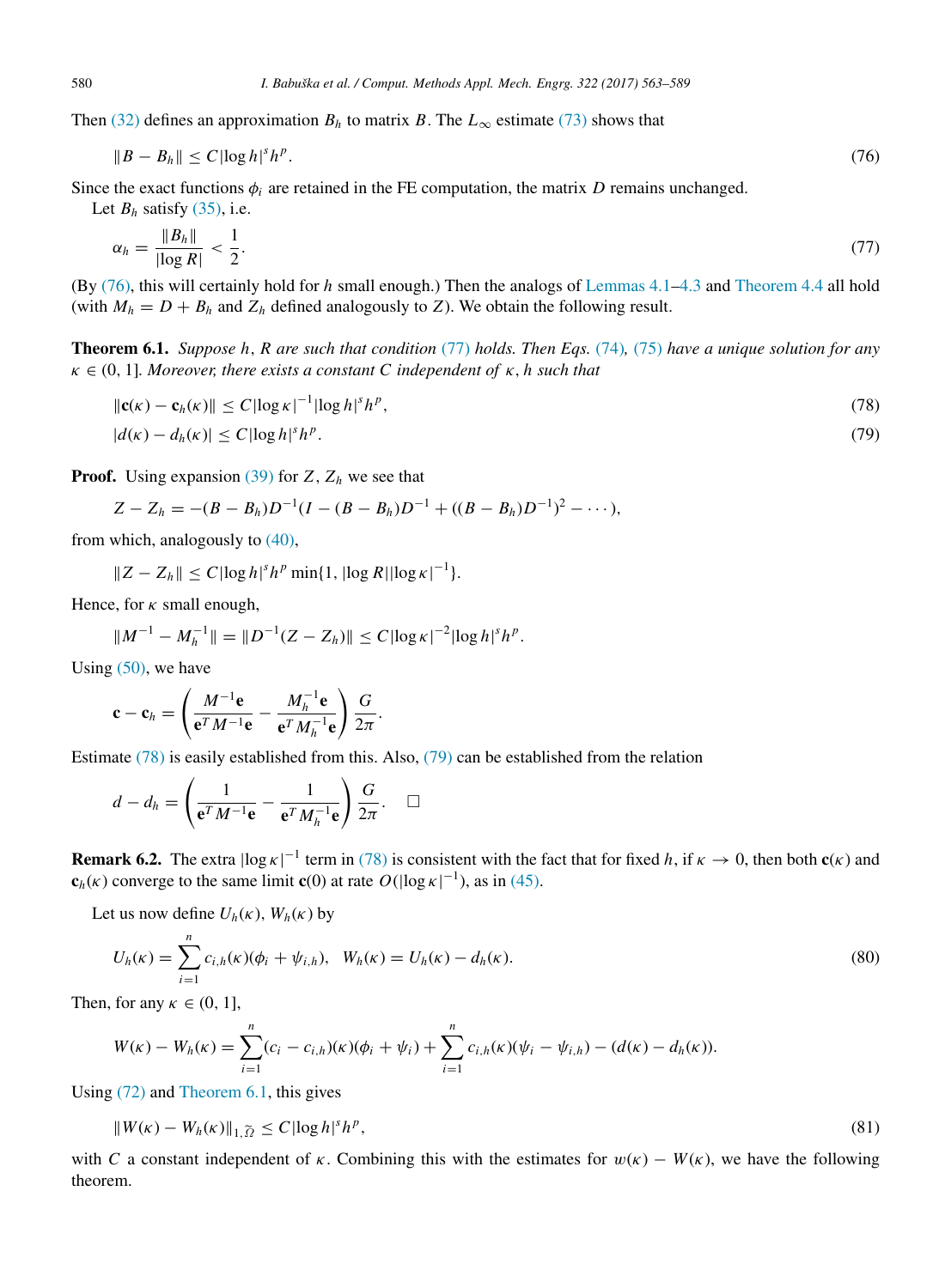Then (32) defines an approximation $B_h$ to matrix $B$. The $L_\infty$ estimate (73) shows that

$$\|B - B_h\| \le C|\log h|^s h^p. \tag{76}$$

Since the exact functions $\phi_i$ are retained in the FE computation, the matrix $D$ remains unchanged.

Let $B_h$ satisfy (35), i.e.

$$\alpha_h = \frac{\|B_h\|}{|\log R|} < \frac{1}{2}. \tag{77}$$

(By (76), this will certainly hold for $h$ small enough.) Then the analogs of Lemmas 4.1–4.3 and Theorem 4.4 all hold (with $M_h = D + B_h$ and $Z_h$ defined analogously to $Z$). We obtain the following result.

**Theorem 6.1.** *Suppose $h$, $R$ are such that condition (77) holds. Then Eqs. (74), (75) have a unique solution for any $\kappa \in (0, 1]$. Moreover, there exists a constant $C$ independent of $\kappa$, $h$ such that*

$$\|\mathbf{c}(\kappa) - \mathbf{c}_h(\kappa)\| \le C|\log\kappa|^{-1}|\log h|^s h^p, \tag{78}$$

$$|d(\kappa) - d_h(\kappa)| \le C|\log h|^s h^p. \tag{79}$$

**Proof.** Using expansion (39) for $Z$, $Z_h$ we see that

$$Z - Z_h = -(B - B_h)D^{-1}(I - (B - B_h)D^{-1} + ((B - B_h)D^{-1})^2 - \cdots),$$

from which, analogously to (40),

$$\|Z - Z_h\| \le C|\log h|^s h^p \min\{1, |\log R||\log\kappa|^{-1}\}.$$

Hence, for $\kappa$ small enough,

$$\|M^{-1} - M_h^{-1}\| = \|D^{-1}(Z - Z_h)\| \le C|\log\kappa|^{-2}|\log h|^s h^p.$$

Using (50), we have

$$\mathbf{c} - \mathbf{c}_h = \left(\frac{M^{-1}\mathbf{e}}{\mathbf{e}^T M^{-1}\mathbf{e}} - \frac{M_h^{-1}\mathbf{e}}{\mathbf{e}^T M_h^{-1}\mathbf{e}}\right)\frac{G}{2\pi}.$$

Estimate (78) is easily established from this. Also, (79) can be established from the relation

$$d - d_h = \left(\frac{1}{\mathbf{e}^T M^{-1}\mathbf{e}} - \frac{1}{\mathbf{e}^T M_h^{-1}\mathbf{e}}\right)\frac{G}{2\pi}. \quad \square$$

**Remark 6.2.** The extra $|\log\kappa|^{-1}$ term in (78) is consistent with the fact that for fixed $h$, if $\kappa \to 0$, then both $\mathbf{c}(\kappa)$ and $\mathbf{c}_h(\kappa)$ converge to the same limit $\mathbf{c}(0)$ at rate $O(|\log\kappa|^{-1})$, as in (45).

Let us now define $U_h(\kappa)$, $W_h(\kappa)$ by

$$U_h(\kappa) = \sum_{i=1}^n c_{i,h}(\kappa)(\phi_i + \psi_{i,h}), \quad W_h(\kappa) = U_h(\kappa) - d_h(\kappa). \tag{80}$$

Then, for any $\kappa \in (0, 1]$,

$$W(\kappa) - W_h(\kappa) = \sum_{i=1}^n (c_i - c_{i,h})(\kappa)(\phi_i + \psi_i) + \sum_{i=1}^n c_{i,h}(\kappa)(\psi_i - \psi_{i,h}) - (d(\kappa) - d_h(\kappa)).$$

Using (72) and Theorem 6.1, this gives

$$\|W(\kappa) - W_h(\kappa)\|_{1,\widetilde{\Omega}} \le C|\log h|^s h^p, \tag{81}$$

with $C$ a constant independent of $\kappa$. Combining this with the estimates for $w(\kappa) - W(\kappa)$, we have the following theorem.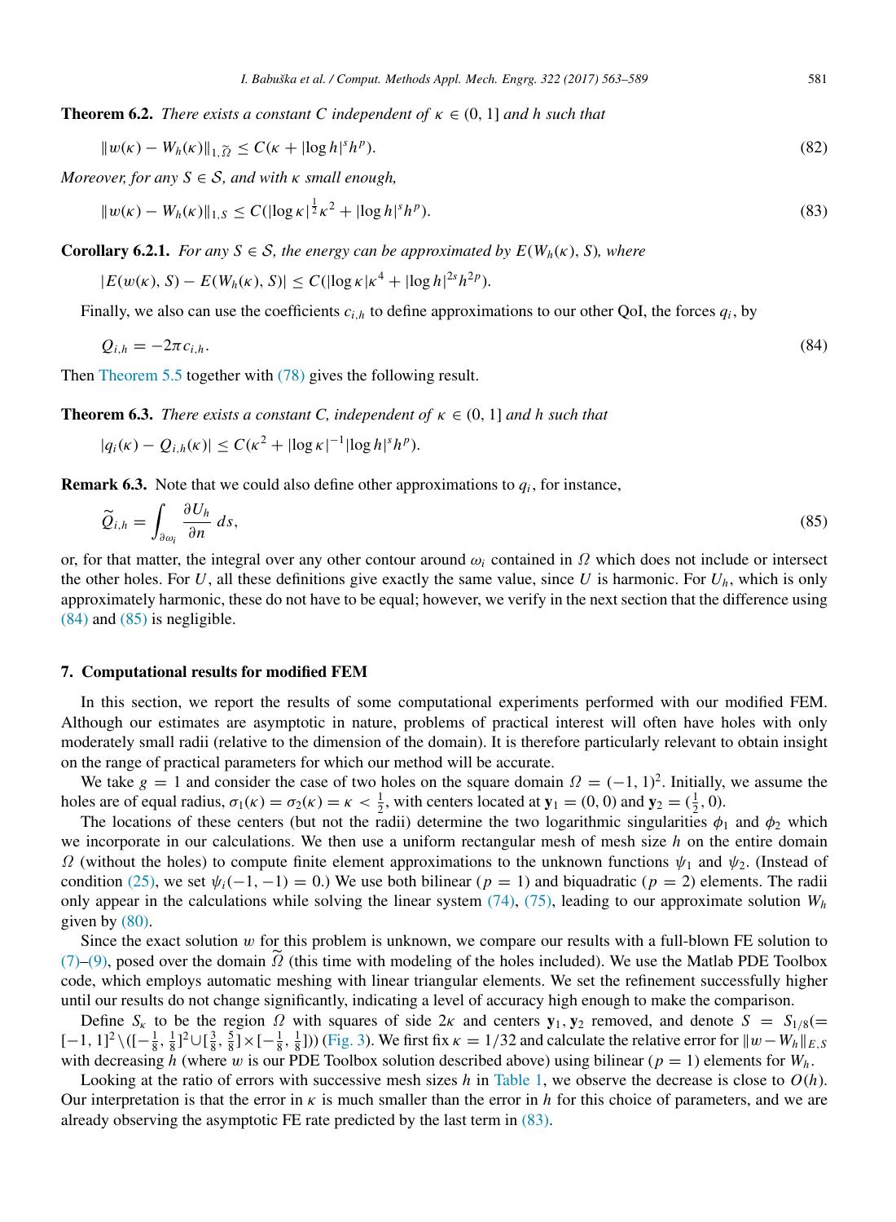**Theorem 6.2.** *There exists a constant $C$ independent of $\kappa \in (0, 1]$ and $h$ such that*

$$\|w(\kappa) - W_h(\kappa)\|_{1,\widetilde{\Omega}} \leq C(\kappa + |\log h|^s h^p). \tag{82}$$

*Moreover, for any $S \in \mathcal{S}$, and with $\kappa$ small enough,*

$$\|w(\kappa) - W_h(\kappa)\|_{1,S} \leq C(|\log \kappa|^{\frac{1}{2}} \kappa^2 + |\log h|^s h^p). \tag{83}$$

**Corollary 6.2.1.** *For any $S \in \mathcal{S}$, the energy can be approximated by $E(W_h(\kappa), S)$, where*

$$|E(w(\kappa), S) - E(W_h(\kappa), S)| \leq C(|\log \kappa| \kappa^4 + |\log h|^{2s} h^{2p}).$$

Finally, we also can use the coefficients $c_{i,h}$ to define approximations to our other QoI, the forces $q_i$, by

$$Q_{i,h} = -2\pi c_{i,h}. \tag{84}$$

Then Theorem 5.5 together with (78) gives the following result.

**Theorem 6.3.** *There exists a constant $C$, independent of $\kappa \in (0, 1]$ and $h$ such that*

$$|q_i(\kappa) - Q_{i,h}(\kappa)| \leq C(\kappa^2 + |\log \kappa|^{-1} |\log h|^s h^p).$$

**Remark 6.3.** Note that we could also define other approximations to $q_i$, for instance,

$$\widetilde{Q}_{i,h} = \int_{\partial \omega_i} \frac{\partial U_h}{\partial n} \, ds, \tag{85}$$

or, for that matter, the integral over any other contour around $\omega_i$ contained in $\Omega$ which does not include or intersect the other holes. For $U$, all these definitions give exactly the same value, since $U$ is harmonic. For $U_h$, which is only approximately harmonic, these do not have to be equal; however, we verify in the next section that the difference using (84) and (85) is negligible.

## 7. Computational results for modified FEM

In this section, we report the results of some computational experiments performed with our modified FEM. Although our estimates are asymptotic in nature, problems of practical interest will often have holes with only moderately small radii (relative to the dimension of the domain). It is therefore particularly relevant to obtain insight on the range of practical parameters for which our method will be accurate.

We take $g = 1$ and consider the case of two holes on the square domain $\Omega = (-1, 1)^2$. Initially, we assume the holes are of equal radius, $\sigma_1(\kappa) = \sigma_2(\kappa) = \kappa < \frac{1}{2}$, with centers located at $\mathbf{y}_1 = (0, 0)$ and $\mathbf{y}_2 = (\frac{1}{2}, 0)$.

The locations of these centers (but not the radii) determine the two logarithmic singularities $\phi_1$ and $\phi_2$ which we incorporate in our calculations. We then use a uniform rectangular mesh of mesh size $h$ on the entire domain $\Omega$ (without the holes) to compute finite element approximations to the unknown functions $\psi_1$ and $\psi_2$. (Instead of condition (25), we set $\psi_i(-1, -1) = 0$.) We use both bilinear ($p = 1$) and biquadratic ($p = 2$) elements. The radii only appear in the calculations while solving the linear system (74), (75), leading to our approximate solution $W_h$ given by (80).

Since the exact solution $w$ for this problem is unknown, we compare our results with a full-blown FE solution to (7)–(9), posed over the domain $\widetilde{\Omega}$ (this time with modeling of the holes included). We use the Matlab PDE Toolbox code, which employs automatic meshing with linear triangular elements. We set the refinement successfully higher until our results do not change significantly, indicating a level of accuracy high enough to make the comparison.

Define $S_\kappa$ to be the region $\Omega$ with squares of side $2\kappa$ and centers $\mathbf{y}_1, \mathbf{y}_2$ removed, and denote $S = S_{1/8} (= [-1, 1]^2 \setminus ([-\frac{1}{8}, \frac{1}{8}]^2 \cup [\frac{3}{8}, \frac{5}{8}] \times [-\frac{1}{8}, \frac{1}{8}]))$ (Fig. 3). We first fix $\kappa = 1/32$ and calculate the relative error for $\|w - W_h\|_{E,S}$ with decreasing $h$ (where $w$ is our PDE Toolbox solution described above) using bilinear ($p = 1$) elements for $W_h$.

Looking at the ratio of errors with successive mesh sizes $h$ in Table 1, we observe the decrease is close to $O(h)$. Our interpretation is that the error in $\kappa$ is much smaller than the error in $h$ for this choice of parameters, and we are already observing the asymptotic FE rate predicted by the last term in (83).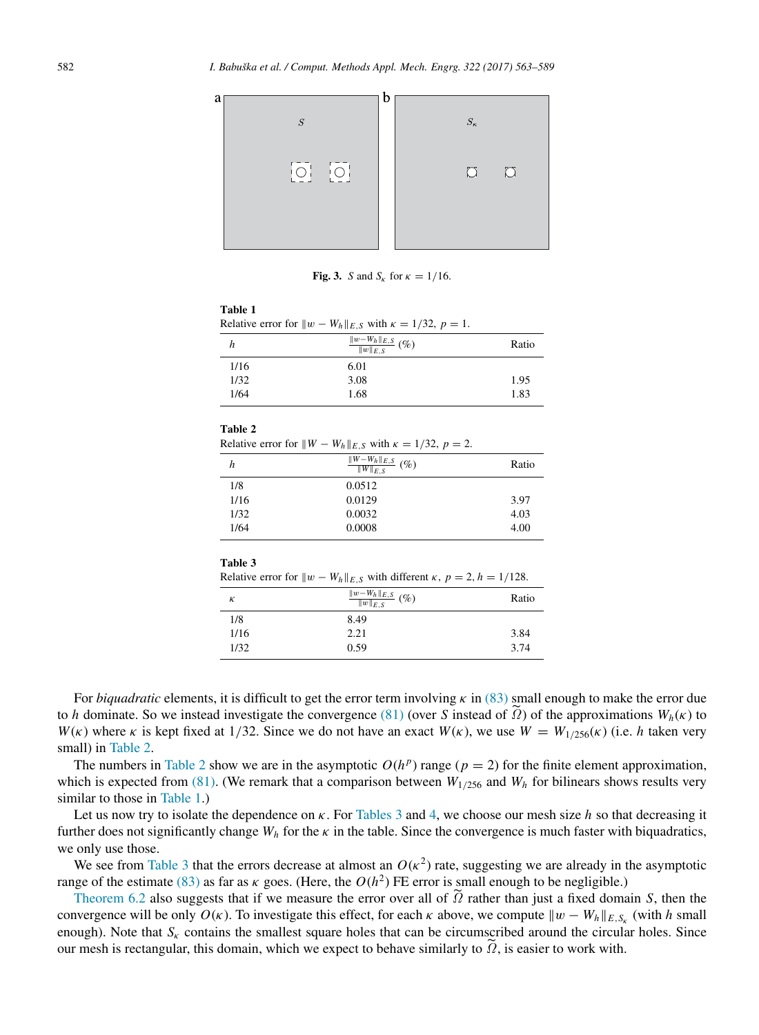**Fig. 3.** $S$ and $S_\kappa$ for $\kappa = 1/16$.

**Table 1**
Relative error for $\|w - W_h\|_{E,S}$ with $\kappa = 1/32$, $p = 1$.

| $h$ | $\frac{\|w-W_h\|_{E,S}}{\|w\|_{E,S}}$ (%) | Ratio |
|---|---|---|
| 1/16 | 6.01 | |
| 1/32 | 3.08 | 1.95 |
| 1/64 | 1.68 | 1.83 |

**Table 2**
Relative error for $\|W - W_h\|_{E,S}$ with $\kappa = 1/32$, $p = 2$.

| $h$ | $\frac{\|W-W_h\|_{E,S}}{\|W\|_{E,S}}$ (%) | Ratio |
|---|---|---|
| 1/8 | 0.0512 | |
| 1/16 | 0.0129 | 3.97 |
| 1/32 | 0.0032 | 4.03 |
| 1/64 | 0.0008 | 4.00 |

**Table 3**
Relative error for $\|w - W_h\|_{E,S}$ with different $\kappa$, $p = 2, h = 1/128$.

| $\kappa$ | $\frac{\|w-W_h\|_{E,S}}{\|w\|_{E,S}}$ (%) | Ratio |
|---|---|---|
| 1/8 | 8.49 | |
| 1/16 | 2.21 | 3.84 |
| 1/32 | 0.59 | 3.74 |

For *biquadratic* elements, it is difficult to get the error term involving $\kappa$ in (83) small enough to make the error due to $h$ dominate. So we instead investigate the convergence (81) (over $S$ instead of $\widetilde{\Omega}$) of the approximations $W_h(\kappa)$ to $W(\kappa)$ where $\kappa$ is kept fixed at $1/32$. Since we do not have an exact $W(\kappa)$, we use $W = W_{1/256}(\kappa)$ (i.e. $h$ taken very small) in Table 2.

The numbers in Table 2 show we are in the asymptotic $O(h^p)$ range ($p = 2$) for the finite element approximation, which is expected from (81). (We remark that a comparison between $W_{1/256}$ and $W_h$ for bilinears shows results very similar to those in Table 1.)

Let us now try to isolate the dependence on $\kappa$. For Tables 3 and 4, we choose our mesh size $h$ so that decreasing it further does not significantly change $W_h$ for the $\kappa$ in the table. Since the convergence is much faster with biquadratics, we only use those.

We see from Table 3 that the errors decrease at almost an $O(\kappa^2)$ rate, suggesting we are already in the asymptotic range of the estimate (83) as far as $\kappa$ goes. (Here, the $O(h^2)$ FE error is small enough to be negligible.)

Theorem 6.2 also suggests that if we measure the error over all of $\widetilde{\Omega}$ rather than just a fixed domain $S$, then the convergence will be only $O(\kappa)$. To investigate this effect, for each $\kappa$ above, we compute $\|w - W_h\|_{E,S_\kappa}$ (with $h$ small enough). Note that $S_\kappa$ contains the smallest square holes that can be circumscribed around the circular holes. Since our mesh is rectangular, this domain, which we expect to behave similarly to $\widetilde{\Omega}$, is easier to work with.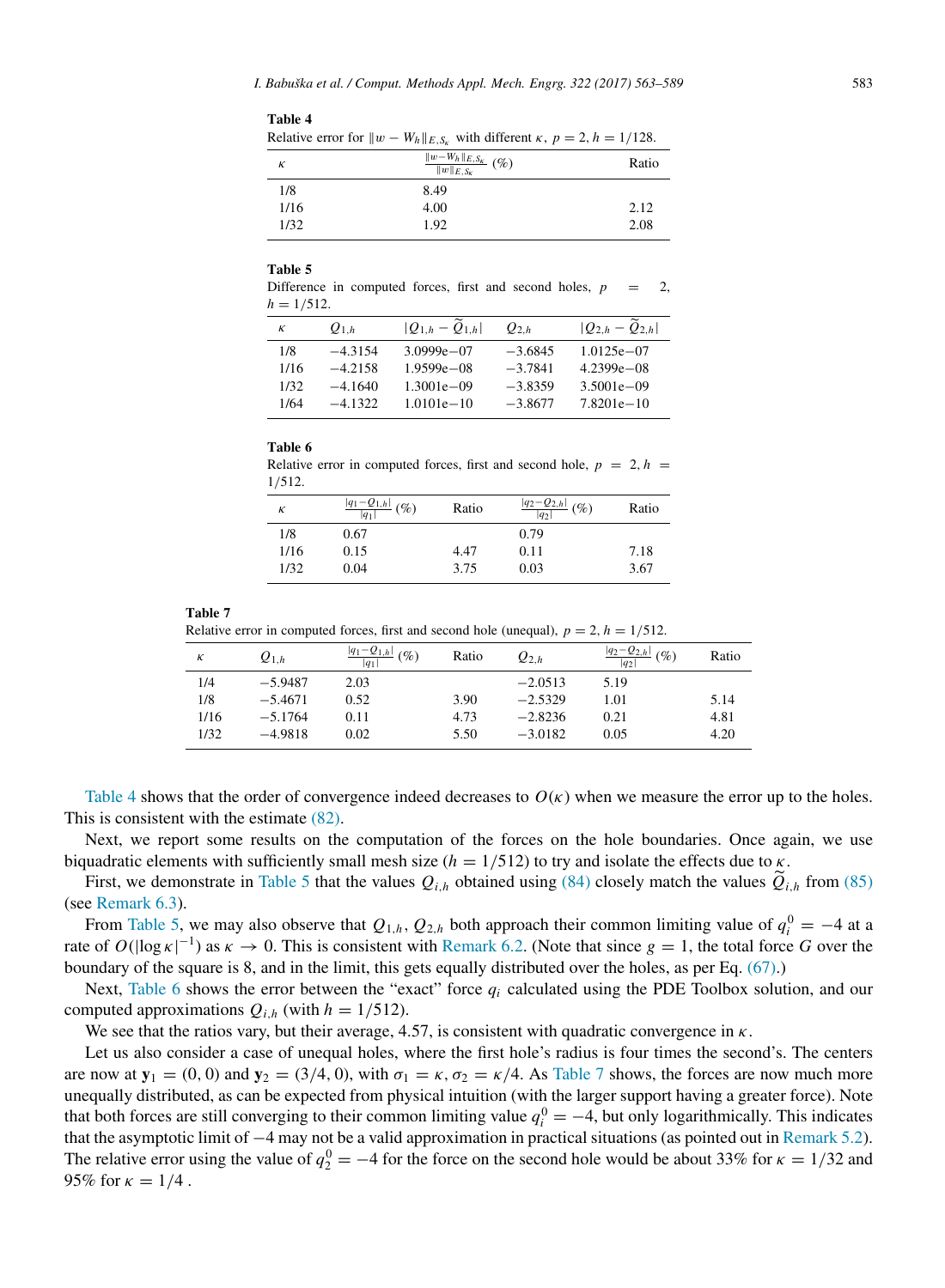**Table 4**

Relative error for $\|w - W_h\|_{E,S_\kappa}$ with different $\kappa$, $p = 2, h = 1/128$.

| $\kappa$ | $\frac{\|w-W_h\|_{E,S_\kappa}}{\|w\|_{E,S_\kappa}}$ (%) | Ratio |
|---|---|---|
| 1/8 | 8.49 | |
| 1/16 | 4.00 | 2.12 |
| 1/32 | 1.92 | 2.08 |

**Table 5**

Difference in computed forces, first and second holes, $p = 2$, $h = 1/512$.

| $\kappa$ | $Q_{1,h}$ | $\|Q_{1,h} - \widetilde{Q}_{1,h}\|$ | $Q_{2,h}$ | $\|Q_{2,h} - \widetilde{Q}_{2,h}\|$ |
|---|---|---|---|---|
| 1/8 | −4.3154 | 3.0999e−07 | −3.6845 | 1.0125e−07 |
| 1/16 | −4.2158 | 1.9599e−08 | −3.7841 | 4.2399e−08 |
| 1/32 | −4.1640 | 1.3001e−09 | −3.8359 | 3.5001e−09 |
| 1/64 | −4.1322 | 1.0101e−10 | −3.8677 | 7.8201e−10 |

**Table 6**

Relative error in computed forces, first and second hole, $p = 2, h = 1/512$.

| $\kappa$ | $\frac{\|q_1-Q_{1,h}\|}{\|q_1\|}$ (%) | Ratio | $\frac{\|q_2-Q_{2,h}\|}{\|q_2\|}$ (%) | Ratio |
|---|---|---|---|---|
| 1/8 | 0.67 | | 0.79 | |
| 1/16 | 0.15 | 4.47 | 0.11 | 7.18 |
| 1/32 | 0.04 | 3.75 | 0.03 | 3.67 |

**Table 7**

Relative error in computed forces, first and second hole (unequal), $p = 2, h = 1/512$.

| $\kappa$ | $Q_{1,h}$ | $\frac{\|q_1-Q_{1,h}\|}{\|q_1\|}$ (%) | Ratio | $Q_{2,h}$ | $\frac{\|q_2-Q_{2,h}\|}{\|q_2\|}$ (%) | Ratio |
|---|---|---|---|---|---|---|
| 1/4 | −5.9487 | 2.03 | | −2.0513 | 5.19 | |
| 1/8 | −5.4671 | 0.52 | 3.90 | −2.5329 | 1.01 | 5.14 |
| 1/16 | −5.1764 | 0.11 | 4.73 | −2.8236 | 0.21 | 4.81 |
| 1/32 | −4.9818 | 0.02 | 5.50 | −3.0182 | 0.05 | 4.20 |

Table 4 shows that the order of convergence indeed decreases to $O(\kappa)$ when we measure the error up to the holes. This is consistent with the estimate (82).

Next, we report some results on the computation of the forces on the hole boundaries. Once again, we use biquadratic elements with sufficiently small mesh size ($h = 1/512$) to try and isolate the effects due to $\kappa$.

First, we demonstrate in Table 5 that the values $Q_{i,h}$ obtained using (84) closely match the values $\widetilde{Q}_{i,h}$ from (85) (see Remark 6.3).

From Table 5, we may also observe that $Q_{1,h}, Q_{2,h}$ both approach their common limiting value of $q_i^0 = -4$ at a rate of $O(|\log \kappa|^{-1})$ as $\kappa \to 0$. This is consistent with Remark 6.2. (Note that since $g = 1$, the total force $G$ over the boundary of the square is 8, and in the limit, this gets equally distributed over the holes, as per Eq. (67).)

Next, Table 6 shows the error between the "exact" force $q_i$ calculated using the PDE Toolbox solution, and our computed approximations $Q_{i,h}$ (with $h = 1/512$).

We see that the ratios vary, but their average, 4.57, is consistent with quadratic convergence in $\kappa$.

Let us also consider a case of unequal holes, where the first hole's radius is four times the second's. The centers are now at $\mathbf{y}_1 = (0, 0)$ and $\mathbf{y}_2 = (3/4, 0)$, with $\sigma_1 = \kappa, \sigma_2 = \kappa/4$. As Table 7 shows, the forces are now much more unequally distributed, as can be expected from physical intuition (with the larger support having a greater force). Note that both forces are still converging to their common limiting value $q_i^0 = -4$, but only logarithmically. This indicates that the asymptotic limit of $-4$ may not be a valid approximation in practical situations (as pointed out in Remark 5.2). The relative error using the value of $q_2^0 = -4$ for the force on the second hole would be about 33% for $\kappa = 1/32$ and 95% for $\kappa = 1/4$ .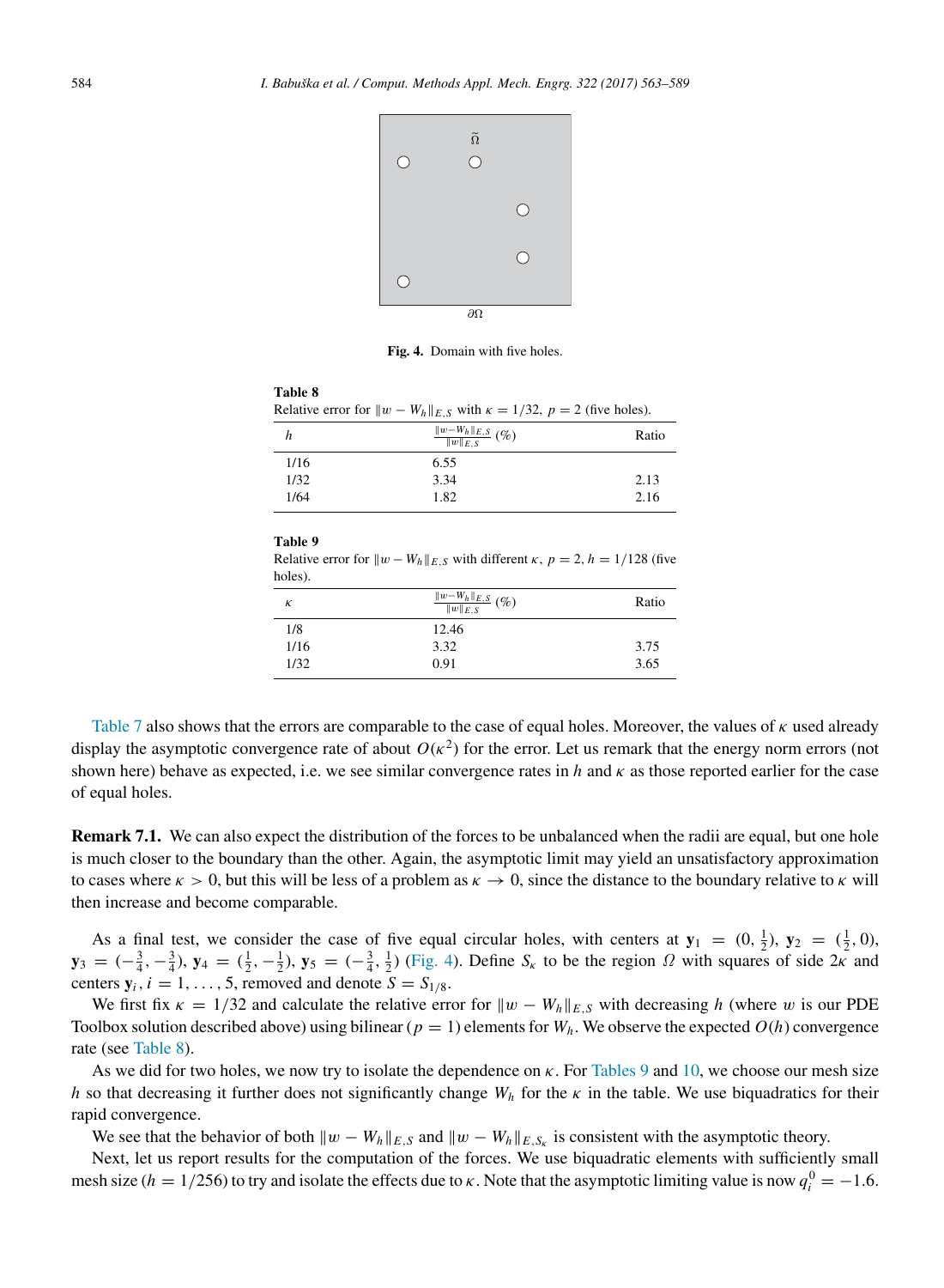**Fig. 4.** Domain with five holes.

**Table 8**

Relative error for $\|w - W_h\|_{E,S}$ with $\kappa = 1/32$, $p = 2$ (five holes).

| $h$ | $\frac{\|w-W_h\|_{E,S}}{\|w\|_{E,S}}$ (%) | Ratio |
|---|---|---|
| 1/16 | 6.55 | |
| 1/32 | 3.34 | 2.13 |
| 1/64 | 1.82 | 2.16 |

**Table 9**

Relative error for $\|w - W_h\|_{E,S}$ with different $\kappa$, $p = 2$, $h = 1/128$ (five holes).

| $\kappa$ | $\frac{\|w-W_h\|_{E,S}}{\|w\|_{E,S}}$ (%) | Ratio |
|---|---|---|
| 1/8 | 12.46 | |
| 1/16 | 3.32 | 3.75 |
| 1/32 | 0.91 | 3.65 |

Table 7 also shows that the errors are comparable to the case of equal holes. Moreover, the values of $\kappa$ used already display the asymptotic convergence rate of about $O(\kappa^2)$ for the error. Let us remark that the energy norm errors (not shown here) behave as expected, i.e. we see similar convergence rates in $h$ and $\kappa$ as those reported earlier for the case of equal holes.

**Remark 7.1.** We can also expect the distribution of the forces to be unbalanced when the radii are equal, but one hole is much closer to the boundary than the other. Again, the asymptotic limit may yield an unsatisfactory approximation to cases where $\kappa > 0$, but this will be less of a problem as $\kappa \to 0$, since the distance to the boundary relative to $\kappa$ will then increase and become comparable.

As a final test, we consider the case of five equal circular holes, with centers at $\mathbf{y}_1 = (0, \frac{1}{2})$, $\mathbf{y}_2 = (\frac{1}{2}, 0)$, $\mathbf{y}_3 = (-\frac{3}{4}, -\frac{3}{4})$, $\mathbf{y}_4 = (\frac{1}{2}, -\frac{1}{2})$, $\mathbf{y}_5 = (-\frac{3}{4}, \frac{1}{2})$ (Fig. 4). Define $S_\kappa$ to be the region $\Omega$ with squares of side $2\kappa$ and centers $\mathbf{y}_i$, $i = 1, \ldots, 5$, removed and denote $S = S_{1/8}$.

We first fix $\kappa = 1/32$ and calculate the relative error for $\|w - W_h\|_{E,S}$ with decreasing $h$ (where $w$ is our PDE Toolbox solution described above) using bilinear ($p = 1$) elements for $W_h$. We observe the expected $O(h)$ convergence rate (see Table 8).

As we did for two holes, we now try to isolate the dependence on $\kappa$. For Tables 9 and 10, we choose our mesh size $h$ so that decreasing it further does not significantly change $W_h$ for the $\kappa$ in the table. We use biquadratics for their rapid convergence.

We see that the behavior of both $\|w - W_h\|_{E,S}$ and $\|w - W_h\|_{E,S_\kappa}$ is consistent with the asymptotic theory.

Next, let us report results for the computation of the forces. We use biquadratic elements with sufficiently small mesh size ($h = 1/256$) to try and isolate the effects due to $\kappa$. Note that the asymptotic limiting value is now $q_i^0 = -1.6$.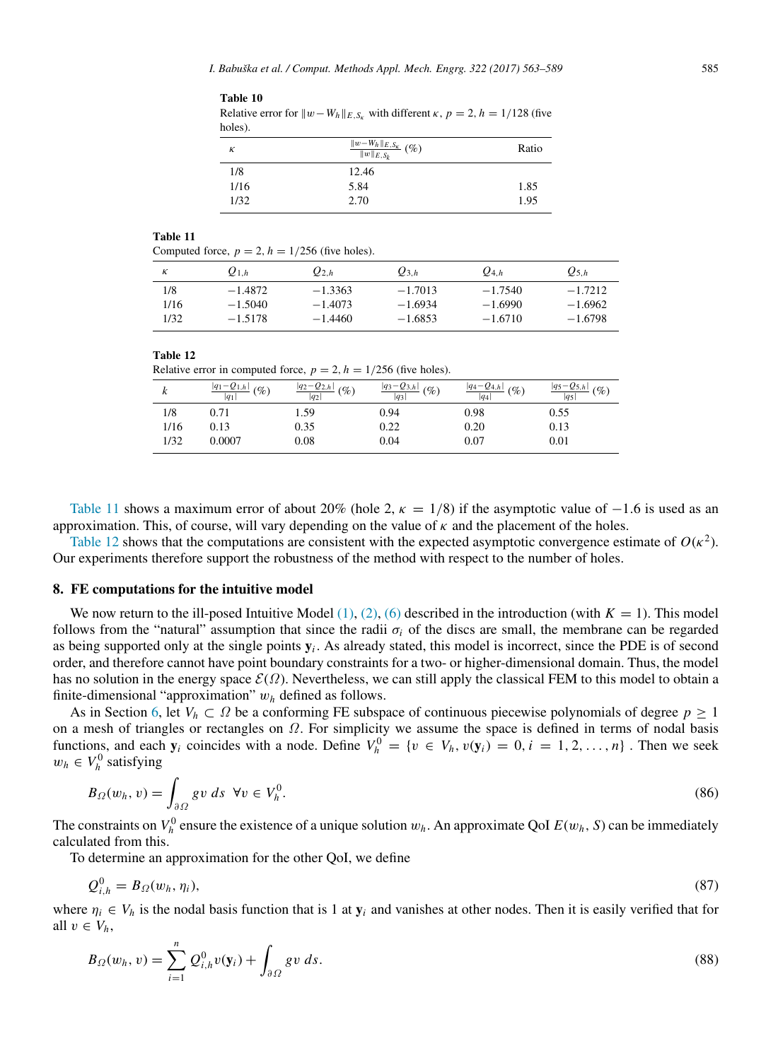**Table 10**
Relative error for $\|w - W_h\|_{E,S_\kappa}$ with different $\kappa$, $p = 2$, $h = 1/128$ (five holes).

| $\kappa$ | $\frac{\|w-W_h\|_{E,S_\kappa}}{\|w\|_{E,S_\kappa}}$ (%) | Ratio |
|---|---|---|
| 1/8 | 12.46 | |
| 1/16 | 5.84 | 1.85 |
| 1/32 | 2.70 | 1.95 |

**Table 11**
Computed force, $p = 2$, $h = 1/256$ (five holes).

| $\kappa$ | $Q_{1,h}$ | $Q_{2,h}$ | $Q_{3,h}$ | $Q_{4,h}$ | $Q_{5,h}$ |
|---|---|---|---|---|---|
| 1/8 | −1.4872 | −1.3363 | −1.7013 | −1.7540 | −1.7212 |
| 1/16 | −1.5040 | −1.4073 | −1.6934 | −1.6990 | −1.6962 |
| 1/32 | −1.5178 | −1.4460 | −1.6853 | −1.6710 | −1.6798 |

**Table 12**
Relative error in computed force, $p = 2$, $h = 1/256$ (five holes).

| $k$ | $\frac{\|q_1 - Q_{1,h}\|}{\|q_1\|}$ (%) | $\frac{\|q_2 - Q_{2,h}\|}{\|q_2\|}$ (%) | $\frac{\|q_3 - Q_{3,h}\|}{\|q_3\|}$ (%) | $\frac{\|q_4 - Q_{4,h}\|}{\|q_4\|}$ (%) | $\frac{\|q_5 - Q_{5,h}\|}{\|q_5\|}$ (%) |
|---|---|---|---|---|---|
| 1/8 | 0.71 | 1.59 | 0.94 | 0.98 | 0.55 |
| 1/16 | 0.13 | 0.35 | 0.22 | 0.20 | 0.13 |
| 1/32 | 0.0007 | 0.08 | 0.04 | 0.07 | 0.01 |

Table 11 shows a maximum error of about 20% (hole 2, $\kappa = 1/8$) if the asymptotic value of −1.6 is used as an approximation. This, of course, will vary depending on the value of $\kappa$ and the placement of the holes.

Table 12 shows that the computations are consistent with the expected asymptotic convergence estimate of $O(\kappa^2)$. Our experiments therefore support the robustness of the method with respect to the number of holes.

## 8. FE computations for the intuitive model

We now return to the ill-posed Intuitive Model (1), (2), (6) described in the introduction (with $K = 1$). This model follows from the "natural" assumption that since the radii $\sigma_i$ of the discs are small, the membrane can be regarded as being supported only at the single points $\mathbf{y}_i$. As already stated, this model is incorrect, since the PDE is of second order, and therefore cannot have point boundary constraints for a two- or higher-dimensional domain. Thus, the model has no solution in the energy space $\mathcal{E}(\Omega)$. Nevertheless, we can still apply the classical FEM to this model to obtain a finite-dimensional "approximation" $w_h$ defined as follows.

As in Section 6, let $V_h \subset \Omega$ be a conforming FE subspace of continuous piecewise polynomials of degree $p \geq 1$ on a mesh of triangles or rectangles on $\Omega$. For simplicity we assume the space is defined in terms of nodal basis functions, and each $\mathbf{y}_i$ coincides with a node. Define $V_h^0 = \{v \in V_h, v(\mathbf{y}_i) = 0, i = 1, 2, \ldots, n\}$. Then we seek $w_h \in V_h^0$ satisfying

$$B_\Omega(w_h, v) = \int_{\partial\Omega} gv \, ds \;\; \forall v \in V_h^0. \tag{86}$$

The constraints on $V_h^0$ ensure the existence of a unique solution $w_h$. An approximate QoI $E(w_h, S)$ can be immediately calculated from this.

To determine an approximation for the other QoI, we define

$$Q_{i,h}^0 = B_\Omega(w_h, \eta_i), \tag{87}$$

where $\eta_i \in V_h$ is the nodal basis function that is 1 at $\mathbf{y}_i$ and vanishes at other nodes. Then it is easily verified that for all $v \in V_h$,

$$B_\Omega(w_h, v) = \sum_{i=1}^{n} Q_{i,h}^0 v(\mathbf{y}_i) + \int_{\partial\Omega} gv \, ds. \tag{88}$$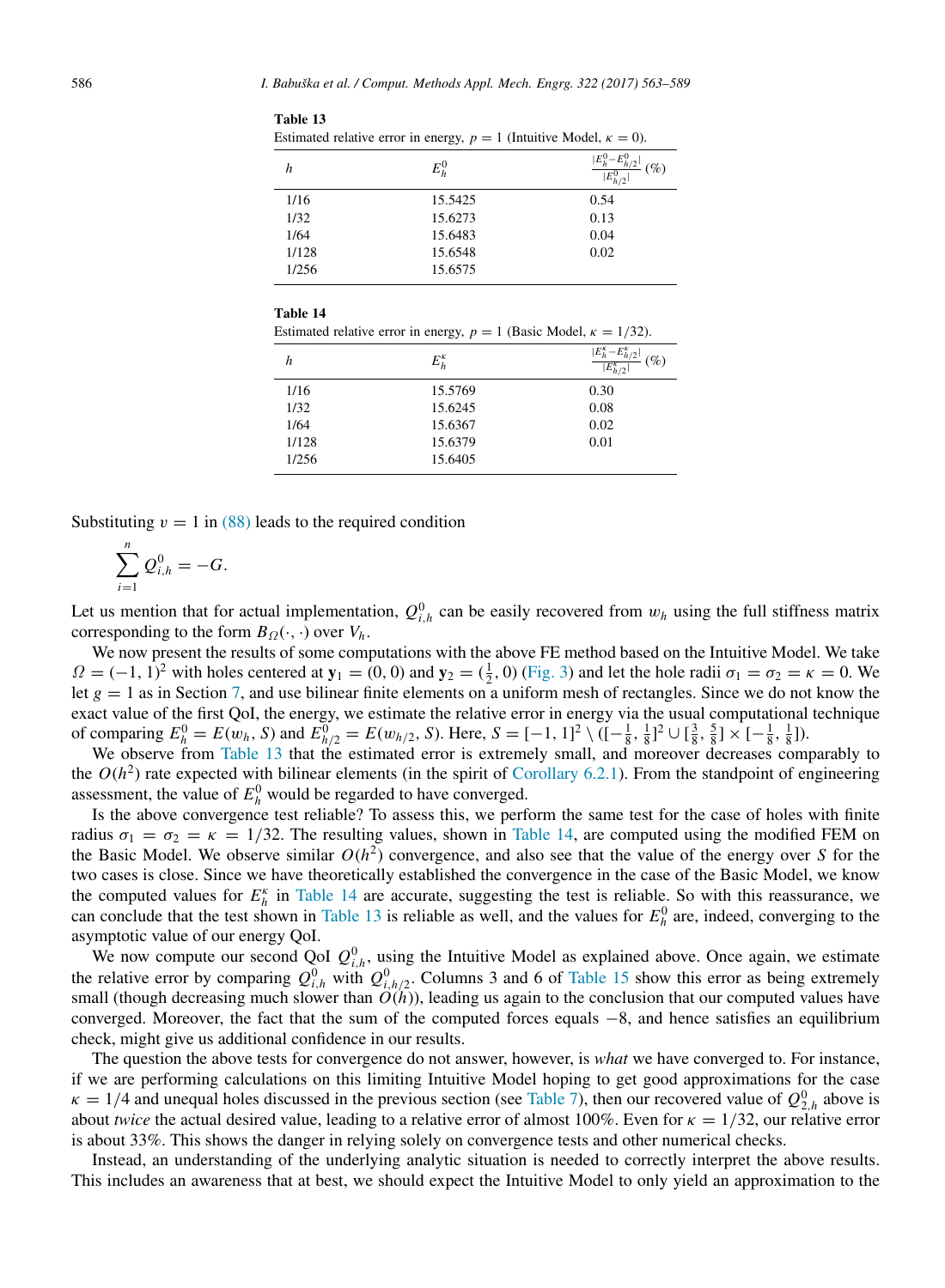**Table 13**
Estimated relative error in energy, $p = 1$ (Intuitive Model, $\kappa = 0$).

| $h$ | $E_h^0$ | $\frac{\lvert E_h^0 - E_{h/2}^0 \rvert}{\lvert E_{h/2}^0 \rvert}$ (%) |
|---|---|---|
| 1/16 | 15.5425 | 0.54 |
| 1/32 | 15.6273 | 0.13 |
| 1/64 | 15.6483 | 0.04 |
| 1/128 | 15.6548 | 0.02 |
| 1/256 | 15.6575 | |

**Table 14**
Estimated relative error in energy, $p = 1$ (Basic Model, $\kappa = 1/32$).

| $h$ | $E_h^\kappa$ | $\frac{\lvert E_h^\kappa - E_{h/2}^\kappa \rvert}{\lvert E_{h/2}^\kappa \rvert}$ (%) |
|---|---|---|
| 1/16 | 15.5769 | 0.30 |
| 1/32 | 15.6245 | 0.08 |
| 1/64 | 15.6367 | 0.02 |
| 1/128 | 15.6379 | 0.01 |
| 1/256 | 15.6405 | |

Substituting $v = 1$ in (88) leads to the required condition

$$\sum_{i=1}^{n} Q_{i,h}^0 = -G.$$

Let us mention that for actual implementation, $Q_{i,h}^0$ can be easily recovered from $w_h$ using the full stiffness matrix corresponding to the form $B_\Omega(\cdot,\cdot)$ over $V_h$.

We now present the results of some computations with the above FE method based on the Intuitive Model. We take $\Omega = (-1, 1)^2$ with holes centered at $\mathbf{y}_1 = (0, 0)$ and $\mathbf{y}_2 = (\frac{1}{2}, 0)$ (Fig. 3) and let the hole radii $\sigma_1 = \sigma_2 = \kappa = 0$. We let $g = 1$ as in Section 7, and use bilinear finite elements on a uniform mesh of rectangles. Since we do not know the exact value of the first QoI, the energy, we estimate the relative error in energy via the usual computational technique of comparing $E_h^0 = E(w_h, S)$ and $E_{h/2}^0 = E(w_{h/2}, S)$. Here, $S = [-1, 1]^2 \setminus ([-\frac{1}{8}, \frac{1}{8}]^2 \cup [\frac{3}{8}, \frac{5}{8}] \times [-\frac{1}{8}, \frac{1}{8}])$.

We observe from Table 13 that the estimated error is extremely small, and moreover decreases comparably to the $O(h^2)$ rate expected with bilinear elements (in the spirit of Corollary 6.2.1). From the standpoint of engineering assessment, the value of $E_h^0$ would be regarded to have converged.

Is the above convergence test reliable? To assess this, we perform the same test for the case of holes with finite radius $\sigma_1 = \sigma_2 = \kappa = 1/32$. The resulting values, shown in Table 14, are computed using the modified FEM on the Basic Model. We observe similar $O(h^2)$ convergence, and also see that the value of the energy over $S$ for the two cases is close. Since we have theoretically established the convergence in the case of the Basic Model, we know the computed values for $E_h^\kappa$ in Table 14 are accurate, suggesting the test is reliable. So with this reassurance, we can conclude that the test shown in Table 13 is reliable as well, and the values for $E_h^0$ are, indeed, converging to the asymptotic value of our energy QoI.

We now compute our second QoI $Q_{i,h}^0$, using the Intuitive Model as explained above. Once again, we estimate the relative error by comparing $Q_{i,h}^0$ with $Q_{i,h/2}^0$. Columns 3 and 6 of Table 15 show this error as being extremely small (though decreasing much slower than $O(h)$), leading us again to the conclusion that our computed values have converged. Moreover, the fact that the sum of the computed forces equals $-8$, and hence satisfies an equilibrium check, might give us additional confidence in our results.

The question the above tests for convergence do not answer, however, is *what* we have converged to. For instance, if we are performing calculations on this limiting Intuitive Model hoping to get good approximations for the case $\kappa = 1/4$ and unequal holes discussed in the previous section (see Table 7), then our recovered value of $Q_{2,h}^0$ above is about *twice* the actual desired value, leading to a relative error of almost 100%. Even for $\kappa = 1/32$, our relative error is about 33%. This shows the danger in relying solely on convergence tests and other numerical checks.

Instead, an understanding of the underlying analytic situation is needed to correctly interpret the above results. This includes an awareness that at best, we should expect the Intuitive Model to only yield an approximation to the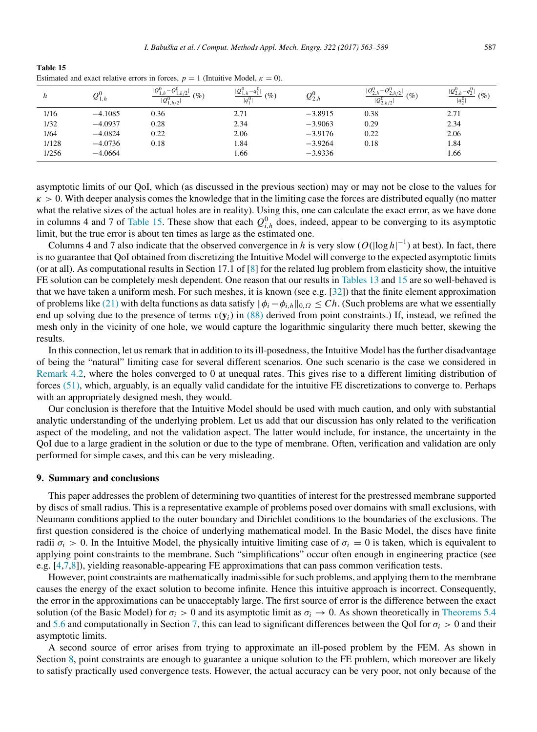**Table 15**
Estimated and exact relative errors in forces, $p = 1$ (Intuitive Model, $\kappa = 0$).

| $h$ | $Q^0_{1,h}$ | $\frac{\lvert Q^0_{1,h} - Q^0_{1,h/2}\rvert}{\lvert Q^0_{1,h/2}\rvert}$ (%) | $\frac{\lvert Q^0_{1,h} - q^0_1\rvert}{\lvert q^0_1\rvert}$ (%) | $Q^0_{2,h}$ | $\frac{\lvert Q^0_{2,h} - Q^0_{2,h/2}\rvert}{\lvert Q^0_{2,h/2}\rvert}$ (%) | $\frac{\lvert Q^0_{2,h} - q^0_2\rvert}{\lvert q^0_2\rvert}$ (%) |
|---|---|---|---|---|---|---|
| 1/16 | −4.1085 | 0.36 | 2.71 | −3.8915 | 0.38 | 2.71 |
| 1/32 | −4.0937 | 0.28 | 2.34 | −3.9063 | 0.29 | 2.34 |
| 1/64 | −4.0824 | 0.22 | 2.06 | −3.9176 | 0.22 | 2.06 |
| 1/128 | −4.0736 | 0.18 | 1.84 | −3.9264 | 0.18 | 1.84 |
| 1/256 | −4.0664 | | 1.66 | −3.9336 | | 1.66 |

asymptotic limits of our QoI, which (as discussed in the previous section) may or may not be close to the values for $\kappa > 0$. With deeper analysis comes the knowledge that in the limiting case the forces are distributed equally (no matter what the relative sizes of the actual holes are in reality). Using this, one can calculate the exact error, as we have done in columns 4 and 7 of Table 15. These show that each $Q^0_{i,h}$ does, indeed, appear to be converging to its asymptotic limit, but the true error is about ten times as large as the estimated one.

Columns 4 and 7 also indicate that the observed convergence in $h$ is very slow ($O(|\log h|^{-1})$ at best). In fact, there is no guarantee that QoI obtained from discretizing the Intuitive Model will converge to the expected asymptotic limits (or at all). As computational results in Section 17.1 of [8] for the related lug problem from elasticity show, the intuitive FE solution can be completely mesh dependent. One reason that our results in Tables 13 and 15 are so well-behaved is that we have taken a uniform mesh. For such meshes, it is known (see e.g. [32]) that the finite element approximation of problems like (21) with delta functions as data satisfy $\|\phi_i - \phi_{i,h}\|_{0,\Omega} \le Ch$. (Such problems are what we essentially end up solving due to the presence of terms $v(\mathbf{y}_i)$ in (88) derived from point constraints.) If, instead, we refined the mesh only in the vicinity of one hole, we would capture the logarithmic singularity there much better, skewing the results.

In this connection, let us remark that in addition to its ill-posedness, the Intuitive Model has the further disadvantage of being the "natural" limiting case for several different scenarios. One such scenario is the case we considered in Remark 4.2, where the holes converged to 0 at unequal rates. This gives rise to a different limiting distribution of forces (51), which, arguably, is an equally valid candidate for the intuitive FE discretizations to converge to. Perhaps with an appropriately designed mesh, they would.

Our conclusion is therefore that the Intuitive Model should be used with much caution, and only with substantial analytic understanding of the underlying problem. Let us add that our discussion has only related to the verification aspect of the modeling, and not the validation aspect. The latter would include, for instance, the uncertainty in the QoI due to a large gradient in the solution or due to the type of membrane. Often, verification and validation are only performed for simple cases, and this can be very misleading.

## 9. Summary and conclusions

This paper addresses the problem of determining two quantities of interest for the prestressed membrane supported by discs of small radius. This is a representative example of problems posed over domains with small exclusions, with Neumann conditions applied to the outer boundary and Dirichlet conditions to the boundaries of the exclusions. The first question considered is the choice of underlying mathematical model. In the Basic Model, the discs have finite radii $\sigma_i > 0$. In the Intuitive Model, the physically intuitive limiting case of $\sigma_i = 0$ is taken, which is equivalent to applying point constraints to the membrane. Such "simplifications" occur often enough in engineering practice (see e.g. [4,7,8]), yielding reasonable-appearing FE approximations that can pass common verification tests.

However, point constraints are mathematically inadmissible for such problems, and applying them to the membrane causes the energy of the exact solution to become infinite. Hence this intuitive approach is incorrect. Consequently, the error in the approximations can be unacceptably large. The first source of error is the difference between the exact solution (of the Basic Model) for $\sigma_i > 0$ and its asymptotic limit as $\sigma_i \to 0$. As shown theoretically in Theorems 5.4 and 5.6 and computationally in Section 7, this can lead to significant differences between the QoI for $\sigma_i > 0$ and their asymptotic limits.

A second source of error arises from trying to approximate an ill-posed problem by the FEM. As shown in Section 8, point constraints are enough to guarantee a unique solution to the FE problem, which moreover are likely to satisfy practically used convergence tests. However, the actual accuracy can be very poor, not only because of the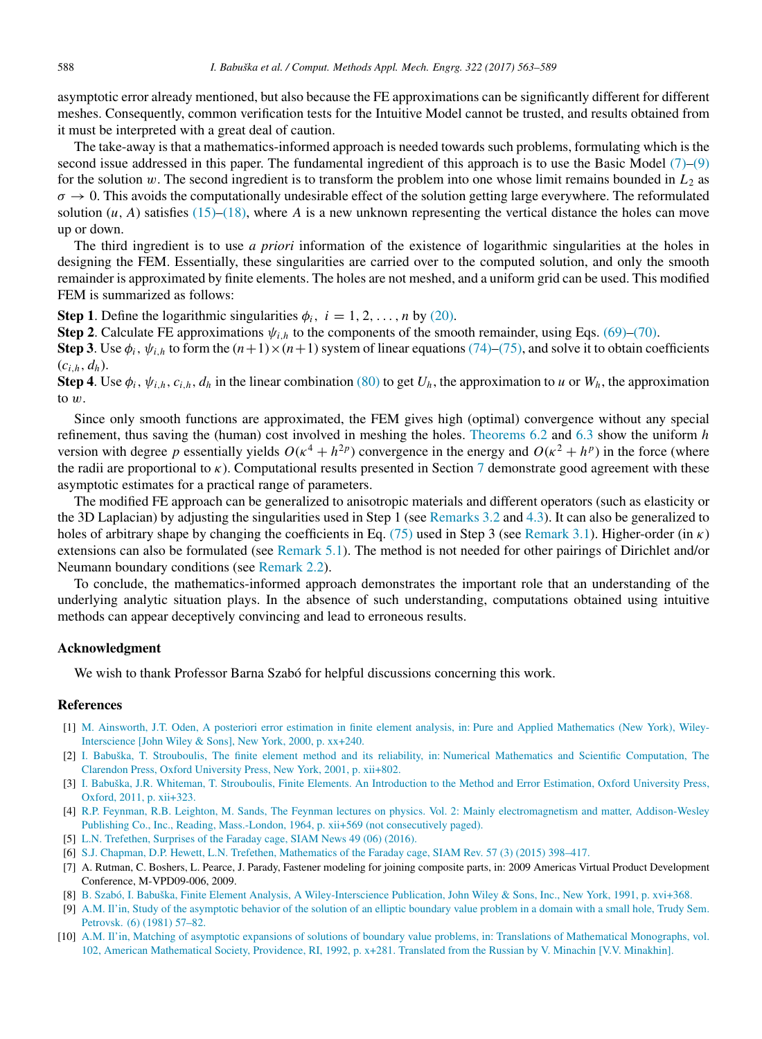asymptotic error already mentioned, but also because the FE approximations can be significantly different for different meshes. Consequently, common verification tests for the Intuitive Model cannot be trusted, and results obtained from it must be interpreted with a great deal of caution.

The take-away is that a mathematics-informed approach is needed towards such problems, formulating which is the second issue addressed in this paper. The fundamental ingredient of this approach is to use the Basic Model (7)–(9) for the solution $w$. The second ingredient is to transform the problem into one whose limit remains bounded in $L_2$ as $\sigma \to 0$. This avoids the computationally undesirable effect of the solution getting large everywhere. The reformulated solution $(u, A)$ satisfies (15)–(18), where $A$ is a new unknown representing the vertical distance the holes can move up or down.

The third ingredient is to use *a priori* information of the existence of logarithmic singularities at the holes in designing the FEM. Essentially, these singularities are carried over to the computed solution, and only the smooth remainder is approximated by finite elements. The holes are not meshed, and a uniform grid can be used. This modified FEM is summarized as follows:

**Step 1**. Define the logarithmic singularities $\phi_i,\ i = 1, 2, \dots, n$ by (20).

**Step 2**. Calculate FE approximations $\psi_{i,h}$ to the components of the smooth remainder, using Eqs. (69)–(70).

**Step 3**. Use $\phi_i$, $\psi_{i,h}$ to form the $(n+1)\times(n+1)$ system of linear equations (74)–(75), and solve it to obtain coefficients $(c_{i,h}, d_h)$.

**Step 4**. Use $\phi_i$, $\psi_{i,h}$, $c_{i,h}$, $d_h$ in the linear combination (80) to get $U_h$, the approximation to $u$ or $W_h$, the approximation to $w$.

Since only smooth functions are approximated, the FEM gives high (optimal) convergence without any special refinement, thus saving the (human) cost involved in meshing the holes. Theorems 6.2 and 6.3 show the uniform $h$ version with degree $p$ essentially yields $O(\kappa^4 + h^{2p})$ convergence in the energy and $O(\kappa^2 + h^p)$ in the force (where the radii are proportional to $\kappa$). Computational results presented in Section 7 demonstrate good agreement with these asymptotic estimates for a practical range of parameters.

The modified FE approach can be generalized to anisotropic materials and different operators (such as elasticity or the 3D Laplacian) by adjusting the singularities used in Step 1 (see Remarks 3.2 and 4.3). It can also be generalized to holes of arbitrary shape by changing the coefficients in Eq. (75) used in Step 3 (see Remark 3.1). Higher-order (in $\kappa$) extensions can also be formulated (see Remark 5.1). The method is not needed for other pairings of Dirichlet and/or Neumann boundary conditions (see Remark 2.2).

To conclude, the mathematics-informed approach demonstrates the important role that an understanding of the underlying analytic situation plays. In the absence of such understanding, computations obtained using intuitive methods can appear deceptively convincing and lead to erroneous results.

## Acknowledgment

We wish to thank Professor Barna Szabó for helpful discussions concerning this work.

## References

[1] M. Ainsworth, J.T. Oden, A posteriori error estimation in finite element analysis, in: Pure and Applied Mathematics (New York), Wiley-Interscience [John Wiley & Sons], New York, 2000, p. xx+240.

[2] I. Babuška, T. Strouboulis, The finite element method and its reliability, in: Numerical Mathematics and Scientific Computation, The Clarendon Press, Oxford University Press, New York, 2001, p. xii+802.

[3] I. Babuška, J.R. Whiteman, T. Strouboulis, Finite Elements. An Introduction to the Method and Error Estimation, Oxford University Press, Oxford, 2011, p. xii+323.

[4] R.P. Feynman, R.B. Leighton, M. Sands, The Feynman lectures on physics. Vol. 2: Mainly electromagnetism and matter, Addison-Wesley Publishing Co., Inc., Reading, Mass.-London, 1964, p. xii+569 (not consecutively paged).

[5] L.N. Trefethen, Surprises of the Faraday cage, SIAM News 49 (06) (2016).

[6] S.J. Chapman, D.P. Hewett, L.N. Trefethen, Mathematics of the Faraday cage, SIAM Rev. 57 (3) (2015) 398–417.

[7] A. Rutman, C. Boshers, L. Pearce, J. Parady, Fastener modeling for joining composite parts, in: 2009 Americas Virtual Product Development Conference, M-VPD09-006, 2009.

[8] B. Szabó, I. Babuška, Finite Element Analysis, A Wiley-Interscience Publication, John Wiley & Sons, Inc., New York, 1991, p. xvi+368.

[9] A.M. Il'in, Study of the asymptotic behavior of the solution of an elliptic boundary value problem in a domain with a small hole, Trudy Sem. Petrovsk. (6) (1981) 57–82.

[10] A.M. Il'in, Matching of asymptotic expansions of solutions of boundary value problems, in: Translations of Mathematical Monographs, vol. 102, American Mathematical Society, Providence, RI, 1992, p. x+281. Translated from the Russian by V. Minachin [V.V. Minakhin].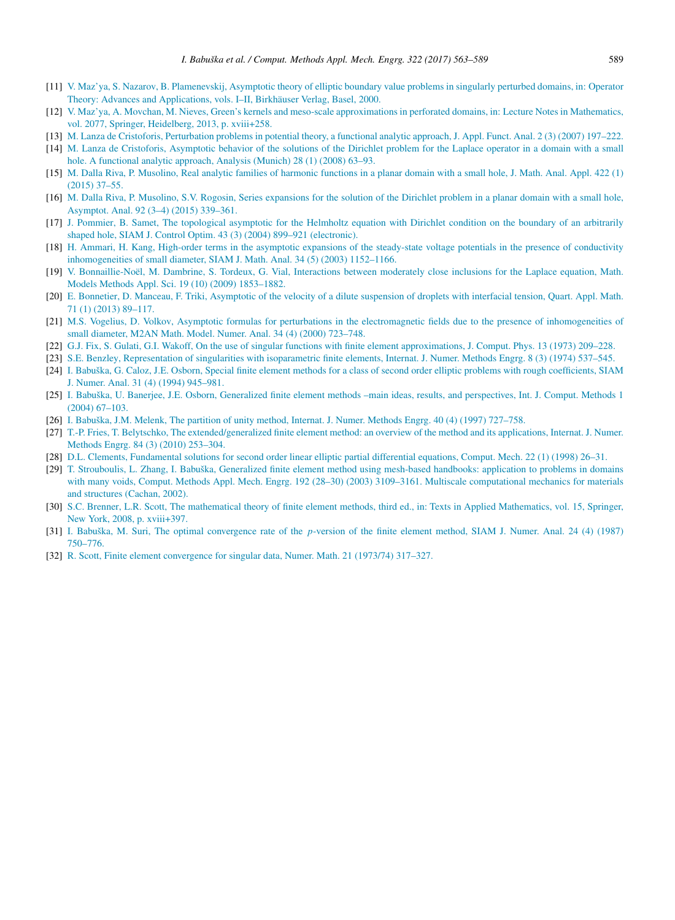[11] V. Maz'ya, S. Nazarov, B. Plamenevskij, Asymptotic theory of elliptic boundary value problems in singularly perturbed domains, in: Operator Theory: Advances and Applications, vols. I–II, Birkhäuser Verlag, Basel, 2000.

[12] V. Maz'ya, A. Movchan, M. Nieves, Green's kernels and meso-scale approximations in perforated domains, in: Lecture Notes in Mathematics, vol. 2077, Springer, Heidelberg, 2013, p. xviii+258.

[13] M. Lanza de Cristoforis, Perturbation problems in potential theory, a functional analytic approach, J. Appl. Funct. Anal. 2 (3) (2007) 197–222.

[14] M. Lanza de Cristoforis, Asymptotic behavior of the solutions of the Dirichlet problem for the Laplace operator in a domain with a small hole. A functional analytic approach, Analysis (Munich) 28 (1) (2008) 63–93.

[15] M. Dalla Riva, P. Musolino, Real analytic families of harmonic functions in a planar domain with a small hole, J. Math. Anal. Appl. 422 (1) (2015) 37–55.

[16] M. Dalla Riva, P. Musolino, S.V. Rogosin, Series expansions for the solution of the Dirichlet problem in a planar domain with a small hole, Asymptot. Anal. 92 (3–4) (2015) 339–361.

[17] J. Pommier, B. Samet, The topological asymptotic for the Helmholtz equation with Dirichlet condition on the boundary of an arbitrarily shaped hole, SIAM J. Control Optim. 43 (3) (2004) 899–921 (electronic).

[18] H. Ammari, H. Kang, High-order terms in the asymptotic expansions of the steady-state voltage potentials in the presence of conductivity inhomogeneities of small diameter, SIAM J. Math. Anal. 34 (5) (2003) 1152–1166.

[19] V. Bonnaillie-Noël, M. Dambrine, S. Tordeux, G. Vial, Interactions between moderately close inclusions for the Laplace equation, Math. Models Methods Appl. Sci. 19 (10) (2009) 1853–1882.

[20] E. Bonnetier, D. Manceau, F. Triki, Asymptotic of the velocity of a dilute suspension of droplets with interfacial tension, Quart. Appl. Math. 71 (1) (2013) 89–117.

[21] M.S. Vogelius, D. Volkov, Asymptotic formulas for perturbations in the electromagnetic fields due to the presence of inhomogeneities of small diameter, M2AN Math. Model. Numer. Anal. 34 (4) (2000) 723–748.

[22] G.J. Fix, S. Gulati, G.I. Wakoff, On the use of singular functions with finite element approximations, J. Comput. Phys. 13 (1973) 209–228.

[23] S.E. Benzley, Representation of singularities with isoparametric finite elements, Internat. J. Numer. Methods Engrg. 8 (3) (1974) 537–545.

[24] I. Babuška, G. Caloz, J.E. Osborn, Special finite element methods for a class of second order elliptic problems with rough coefficients, SIAM J. Numer. Anal. 31 (4) (1994) 945–981.

[25] I. Babuška, U. Banerjee, J.E. Osborn, Generalized finite element methods –main ideas, results, and perspectives, Int. J. Comput. Methods 1 (2004) 67–103.

[26] I. Babuška, J.M. Melenk, The partition of unity method, Internat. J. Numer. Methods Engrg. 40 (4) (1997) 727–758.

[27] T.-P. Fries, T. Belytschko, The extended/generalized finite element method: an overview of the method and its applications, Internat. J. Numer. Methods Engrg. 84 (3) (2010) 253–304.

[28] D.L. Clements, Fundamental solutions for second order linear elliptic partial differential equations, Comput. Mech. 22 (1) (1998) 26–31.

[29] T. Strouboulis, L. Zhang, I. Babuška, Generalized finite element method using mesh-based handbooks: application to problems in domains with many voids, Comput. Methods Appl. Mech. Engrg. 192 (28–30) (2003) 3109–3161. Multiscale computational mechanics for materials and structures (Cachan, 2002).

[30] S.C. Brenner, L.R. Scott, The mathematical theory of finite element methods, third ed., in: Texts in Applied Mathematics, vol. 15, Springer, New York, 2008, p. xviii+397.

[31] I. Babuška, M. Suri, The optimal convergence rate of the $p$-version of the finite element method, SIAM J. Numer. Anal. 24 (4) (1987) 750–776.

[32] R. Scott, Finite element convergence for singular data, Numer. Math. 21 (1973/74) 317–327.